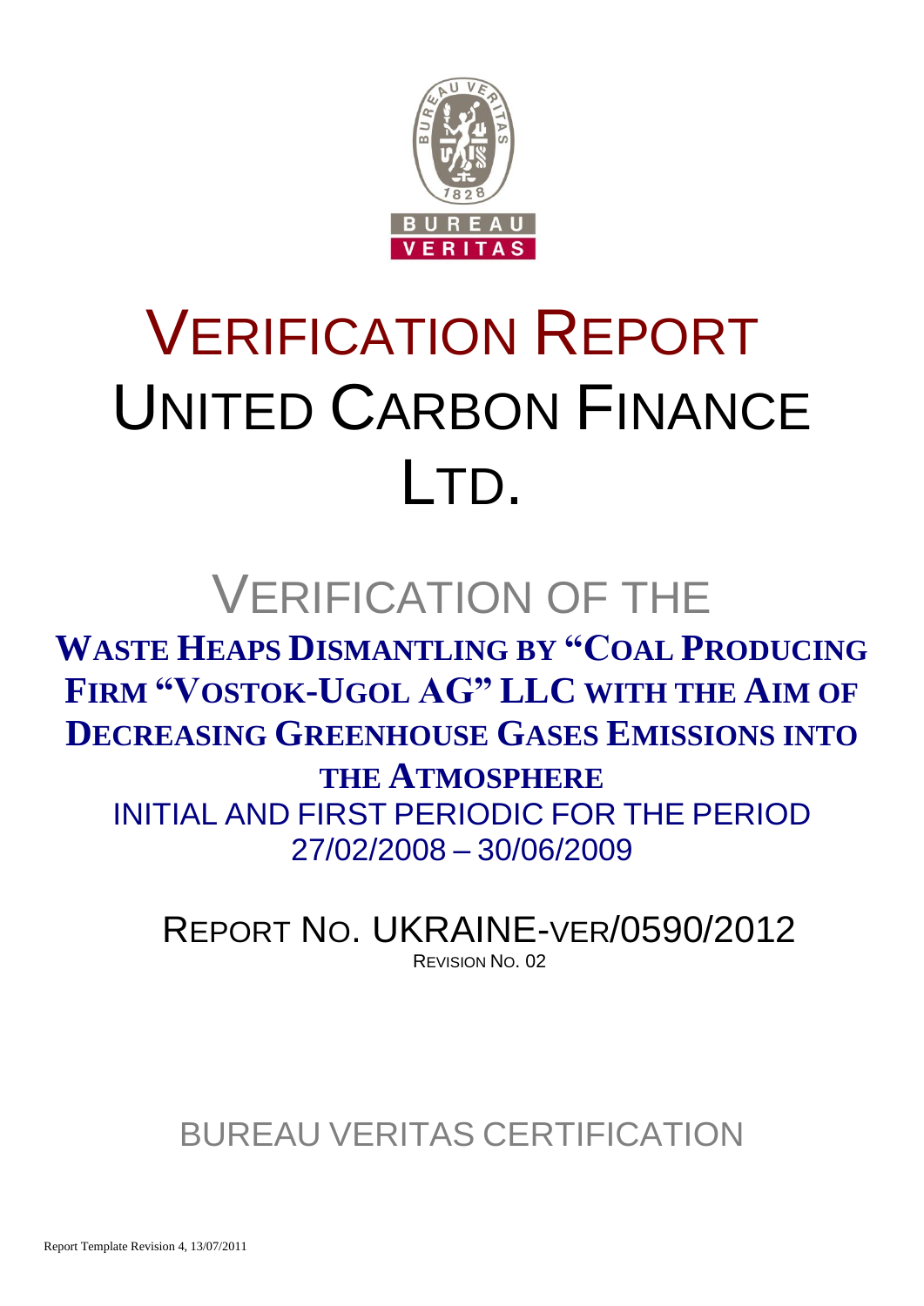# VERIFICATION REPORT UNITED CARBON FINANCE LTD.

## VERIFICATION OF THE

**WASTE HEAPS DISMANTLING BY "COAL PRODUCING FIRM "VOSTOK-UGOL AG" LLC WITH THE AIM OF DECREASING GREENHOUSE GASES EMISSIONS INTO THE ATMOSPHERE**

INITIAL AND FIRST PERIODIC FOR THE PERIOD 27/02/2008 – 30/06/2009

REPORT NO. UKRAINE-VER/0590/2012

REVISION NO. 02

BUREAU VERITAS CERTIFICATION

Report Template Revision 4, 13/07/2011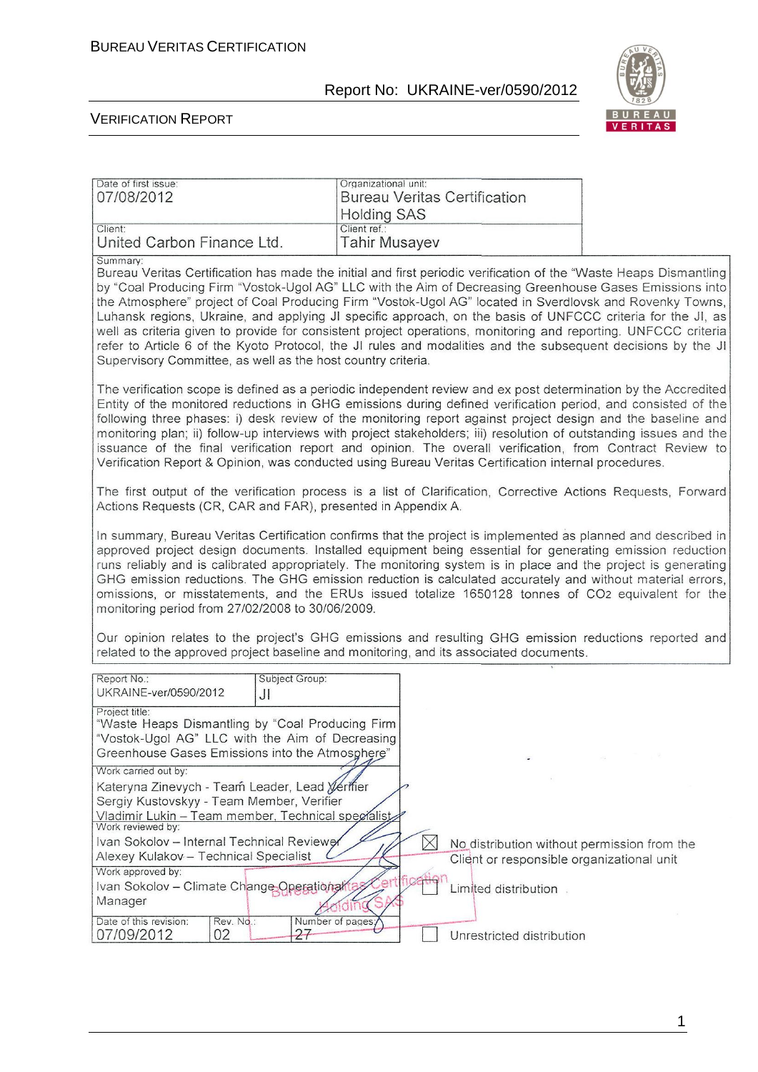| Date of first issue: 07/08/2012 | Organizational unit: Bureau Veritas Certification Holding SAS |
|---|---|
| Client: United Carbon Finance Ltd. | Client ref.: Tahir Musayev |

Summary:

Bureau Veritas Certification has made the initial and first periodic verification of the "Waste Heaps Dismantling by "Coal Producing Firm "Vostok-Ugol AG" LLC with the Aim of Decreasing Greenhouse Gases Emissions into the Atmosphere" project of Coal Producing Firm "Vostok-Ugol AG" located in Sverdlovsk and Rovenky Towns, Luhansk regions, Ukraine, and applying JI specific approach, on the basis of UNFCCC criteria for the JI, as well as criteria given to provide for consistent project operations, monitoring and reporting. UNFCCC criteria refer to Article 6 of the Kyoto Protocol, the JI rules and modalities and the subsequent decisions by the JI Supervisory Committee, as well as the host country criteria.

The verification scope is defined as a periodic independent review and ex post determination by the Accredited Entity of the monitored reductions in GHG emissions during defined verification period, and consisted of the following three phases: i) desk review of the monitoring report against project design and the baseline and monitoring plan; ii) follow-up interviews with project stakeholders; iii) resolution of outstanding issues and the issuance of the final verification report and opinion. The overall verification, from Contract Review to Verification Report & Opinion, was conducted using Bureau Veritas Certification internal procedures.

The first output of the verification process is a list of Clarification, Corrective Actions Requests, Forward Actions Requests (CR, CAR and FAR), presented in Appendix A.

In summary, Bureau Veritas Certification confirms that the project is implemented as planned and described in approved project design documents. Installed equipment being essential for generating emission reduction runs reliably and is calibrated appropriately. The monitoring system is in place and the project is generating GHG emission reductions. The GHG emission reduction is calculated accurately and without material errors, omissions, or misstatements, and the ERUs issued totalize 1650128 tonnes of $CO_2$ equivalent for the monitoring period from 27/02/2008 to 30/06/2009.

Our opinion relates to the project's GHG emissions and resulting GHG emission reductions reported and related to the approved project baseline and monitoring, and its associated documents.

| Report No.: UKRAINE-ver/0590/2012 | Subject Group: JI |
|---|---|
| Project title: "Waste Heaps Dismantling by "Coal Producing Firm "Vostok-Ugol AG" LLC with the Aim of Decreasing Greenhouse Gases Emissions into the Atmosphere" | |
| Work carried out by: Kateryna Zinevych - Team Leader, Lead Verifier; Sergiy Kustovskyy - Team Member, Verifier; Vladimir Lukin – Team member, Technical specialist | |
| Work reviewed by: Ivan Sokolov – Internal Technical Reviewer; Alexey Kulakov – Technical Specialist | |
| Work approved by: Ivan Sokolov – Climate Change Operational Manager | |
| Date of this revision: 07/09/2012 | Rev. No.: 02 |
| Number of pages: 27 | |

☒ No distribution without permission from the Client or responsible organizational unit

☐ Limited distribution

☐ Unrestricted distribution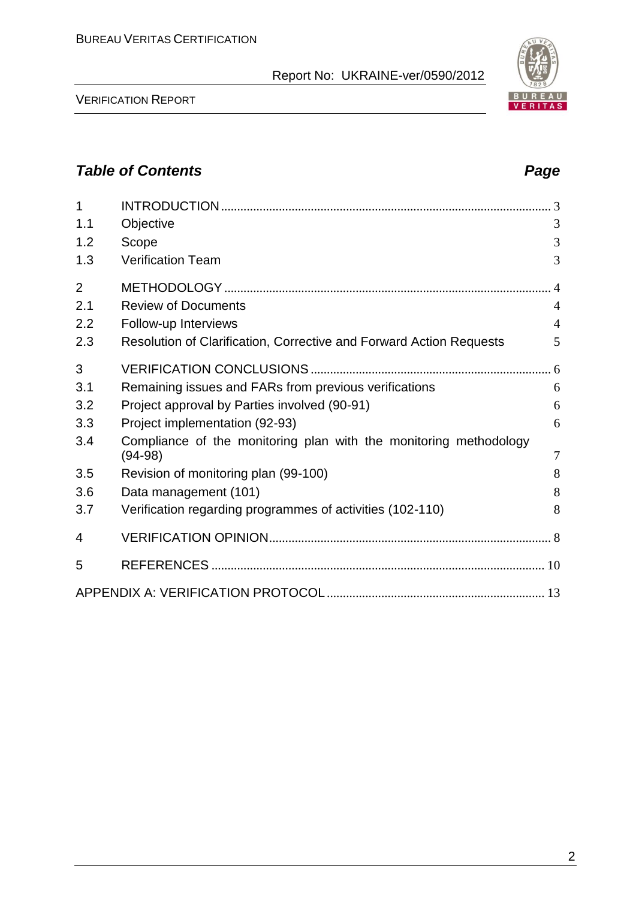## *Table of Contents* *Page*

| | | |
|---|---|---|
| 1 | INTRODUCTION | 3 |
| 1.1 | Objective | 3 |
| 1.2 | Scope | 3 |
| 1.3 | Verification Team | 3 |
| 2 | METHODOLOGY | 4 |
| 2.1 | Review of Documents | 4 |
| 2.2 | Follow-up Interviews | 4 |
| 2.3 | Resolution of Clarification, Corrective and Forward Action Requests | 5 |
| 3 | VERIFICATION CONCLUSIONS | 6 |
| 3.1 | Remaining issues and FARs from previous verifications | 6 |
| 3.2 | Project approval by Parties involved (90-91) | 6 |
| 3.3 | Project implementation (92-93) | 6 |
| 3.4 | Compliance of the monitoring plan with the monitoring methodology (94-98) | 7 |
| 3.5 | Revision of monitoring plan (99-100) | 8 |
| 3.6 | Data management (101) | 8 |
| 3.7 | Verification regarding programmes of activities (102-110) | 8 |
| 4 | VERIFICATION OPINION | 8 |
| 5 | REFERENCES | 10 |
| | APPENDIX A: VERIFICATION PROTOCOL | 13 |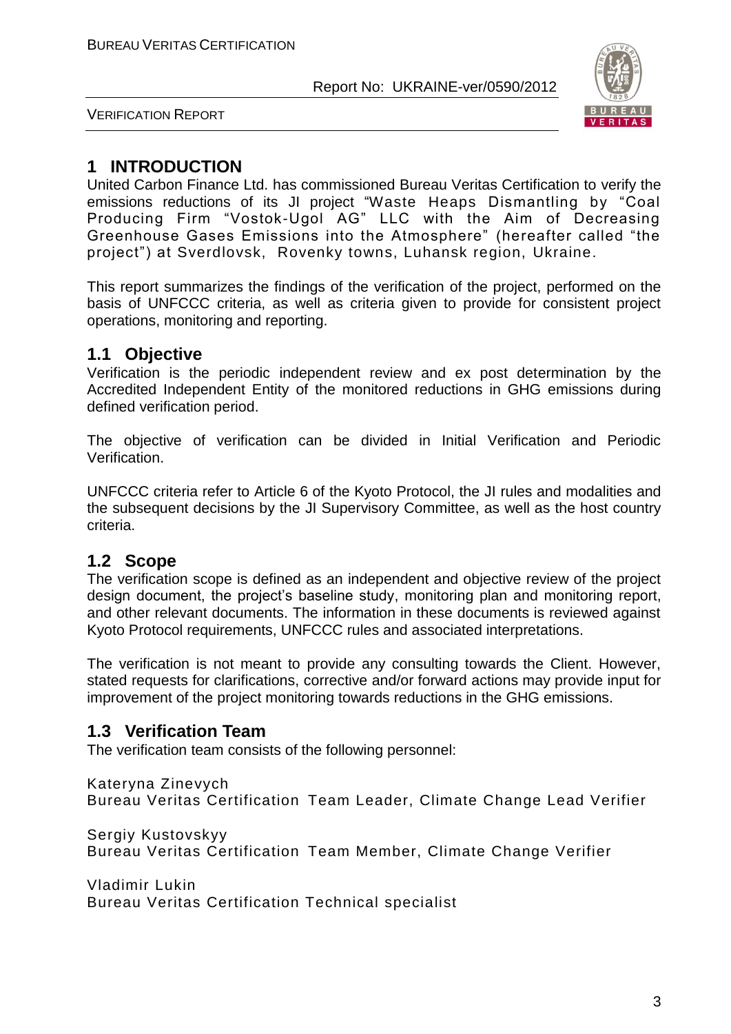# 1 INTRODUCTION

United Carbon Finance Ltd. has commissioned Bureau Veritas Certification to verify the emissions reductions of its JI project "Waste Heaps Dismantling by "Coal Producing Firm "Vostok-Ugol AG" LLC with the Aim of Decreasing Greenhouse Gases Emissions into the Atmosphere" (hereafter called "the project") at Sverdlovsk, Rovenky towns, Luhansk region, Ukraine.

This report summarizes the findings of the verification of the project, performed on the basis of UNFCCC criteria, as well as criteria given to provide for consistent project operations, monitoring and reporting.

## 1.1 Objective

Verification is the periodic independent review and ex post determination by the Accredited Independent Entity of the monitored reductions in GHG emissions during defined verification period.

The objective of verification can be divided in Initial Verification and Periodic Verification.

UNFCCC criteria refer to Article 6 of the Kyoto Protocol, the JI rules and modalities and the subsequent decisions by the JI Supervisory Committee, as well as the host country criteria.

## 1.2 Scope

The verification scope is defined as an independent and objective review of the project design document, the project's baseline study, monitoring plan and monitoring report, and other relevant documents. The information in these documents is reviewed against Kyoto Protocol requirements, UNFCCC rules and associated interpretations.

The verification is not meant to provide any consulting towards the Client. However, stated requests for clarifications, corrective and/or forward actions may provide input for improvement of the project monitoring towards reductions in the GHG emissions.

## 1.3 Verification Team

The verification team consists of the following personnel:

Kateryna Zinevych
Bureau Veritas Certification Team Leader, Climate Change Lead Verifier

Sergiy Kustovskyy
Bureau Veritas Certification Team Member, Climate Change Verifier

Vladimir Lukin
Bureau Veritas Certification Technical specialist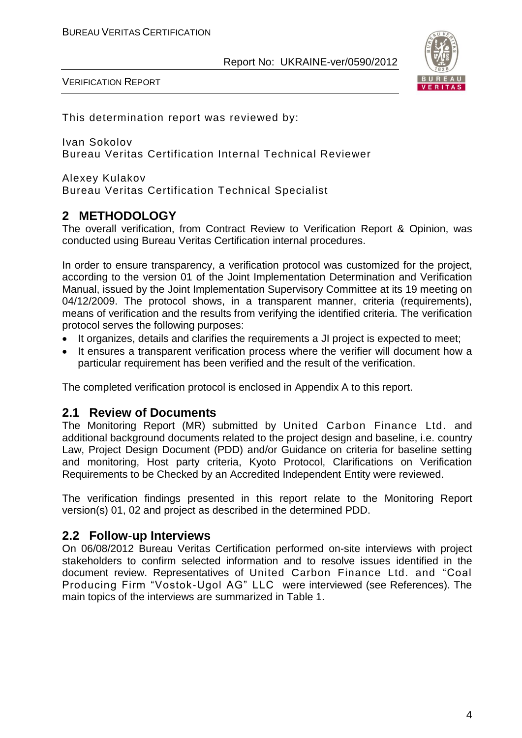This determination report was reviewed by:

Ivan Sokolov
Bureau Veritas Certification Internal Technical Reviewer

Alexey Kulakov
Bureau Veritas Certification Technical Specialist

## 2 METHODOLOGY

The overall verification, from Contract Review to Verification Report & Opinion, was conducted using Bureau Veritas Certification internal procedures.

In order to ensure transparency, a verification protocol was customized for the project, according to the version 01 of the Joint Implementation Determination and Verification Manual, issued by the Joint Implementation Supervisory Committee at its 19 meeting on 04/12/2009. The protocol shows, in a transparent manner, criteria (requirements), means of verification and the results from verifying the identified criteria. The verification protocol serves the following purposes:

- It organizes, details and clarifies the requirements a JI project is expected to meet;
- It ensures a transparent verification process where the verifier will document how a particular requirement has been verified and the result of the verification.

The completed verification protocol is enclosed in Appendix A to this report.

### 2.1 Review of Documents

The Monitoring Report (MR) submitted by United Carbon Finance Ltd. and additional background documents related to the project design and baseline, i.e. country Law, Project Design Document (PDD) and/or Guidance on criteria for baseline setting and monitoring, Host party criteria, Kyoto Protocol, Clarifications on Verification Requirements to be Checked by an Accredited Independent Entity were reviewed.

The verification findings presented in this report relate to the Monitoring Report version(s) 01, 02 and project as described in the determined PDD.

### 2.2 Follow-up Interviews

On 06/08/2012 Bureau Veritas Certification performed on-site interviews with project stakeholders to confirm selected information and to resolve issues identified in the document review. Representatives of United Carbon Finance Ltd. and "Coal Producing Firm "Vostok-Ugol AG" LLC were interviewed (see References). The main topics of the interviews are summarized in Table 1.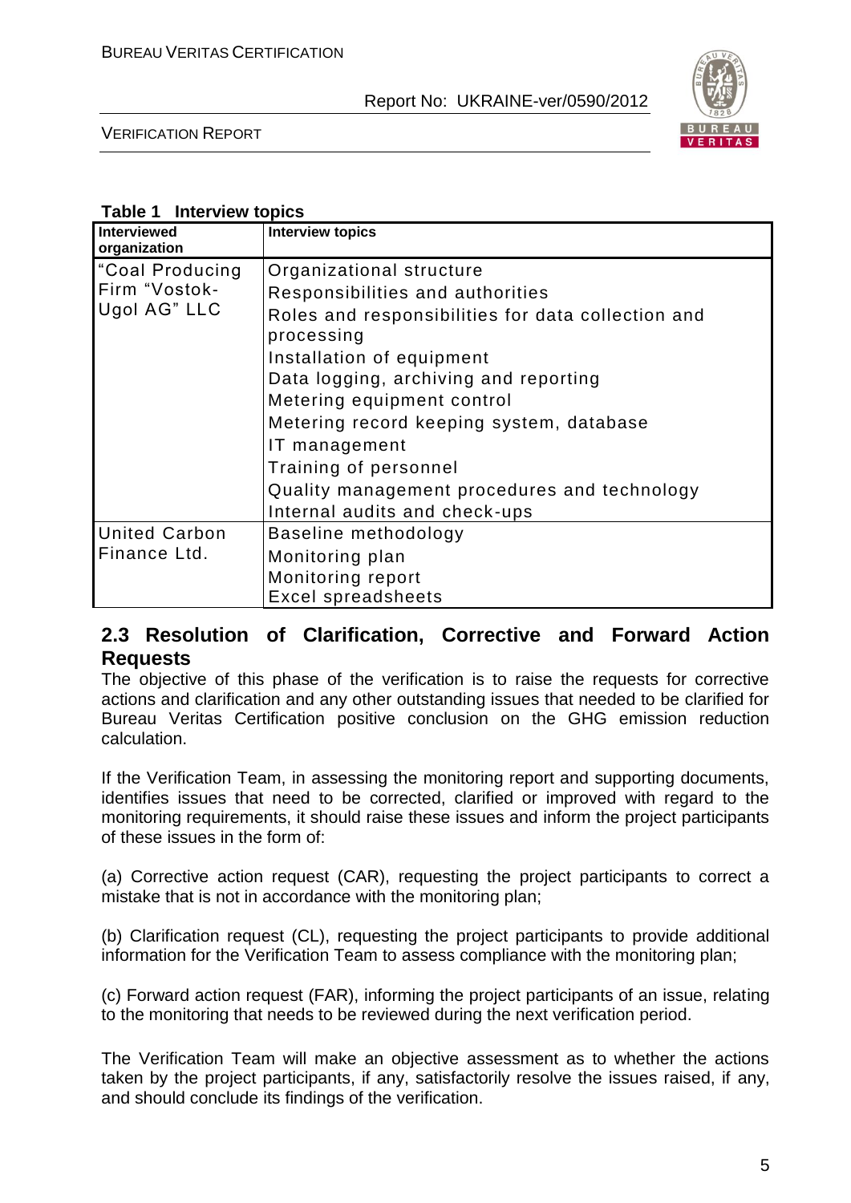**Table 1 Interview topics**

| Interviewed organization | Interview topics |
|---|---|
| "Coal Producing Firm "Vostok-Ugol AG" LLC | Organizational structure<br>Responsibilities and authorities<br>Roles and responsibilities for data collection and processing<br>Installation of equipment<br>Data logging, archiving and reporting<br>Metering equipment control<br>Metering record keeping system, database<br>IT management<br>Training of personnel<br>Quality management procedures and technology<br>Internal audits and check-ups |
| United Carbon Finance Ltd. | Baseline methodology<br>Monitoring plan<br>Monitoring report<br>Excel spreadsheets |

## 2.3 Resolution of Clarification, Corrective and Forward Action Requests

The objective of this phase of the verification is to raise the requests for corrective actions and clarification and any other outstanding issues that needed to be clarified for Bureau Veritas Certification positive conclusion on the GHG emission reduction calculation.

If the Verification Team, in assessing the monitoring report and supporting documents, identifies issues that need to be corrected, clarified or improved with regard to the monitoring requirements, it should raise these issues and inform the project participants of these issues in the form of:

(a) Corrective action request (CAR), requesting the project participants to correct a mistake that is not in accordance with the monitoring plan;

(b) Clarification request (CL), requesting the project participants to provide additional information for the Verification Team to assess compliance with the monitoring plan;

(c) Forward action request (FAR), informing the project participants of an issue, relating to the monitoring that needs to be reviewed during the next verification period.

The Verification Team will make an objective assessment as to whether the actions taken by the project participants, if any, satisfactorily resolve the issues raised, if any, and should conclude its findings of the verification.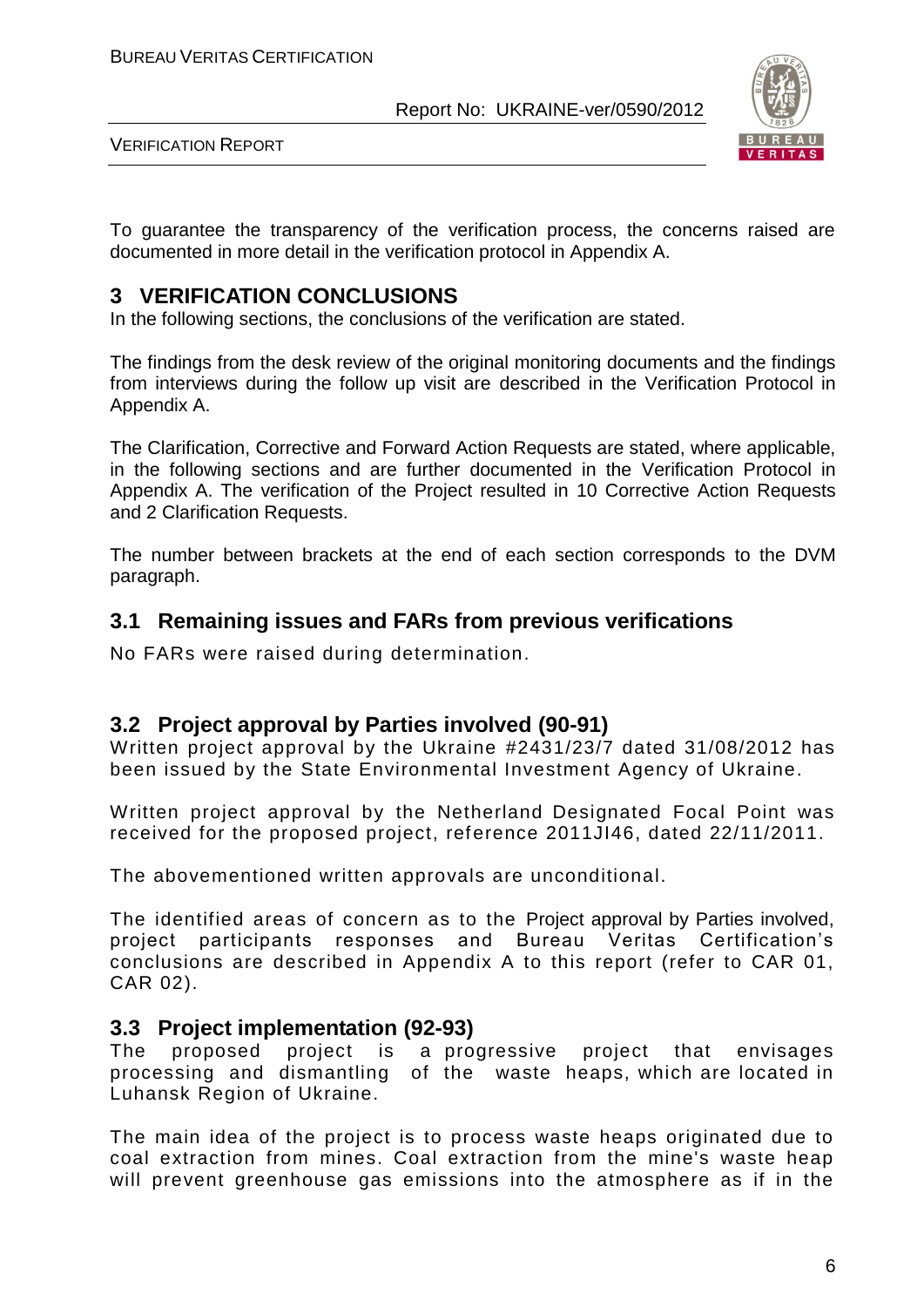To guarantee the transparency of the verification process, the concerns raised are documented in more detail in the verification protocol in Appendix A.

# 3 VERIFICATION CONCLUSIONS

In the following sections, the conclusions of the verification are stated.

The findings from the desk review of the original monitoring documents and the findings from interviews during the follow up visit are described in the Verification Protocol in Appendix A.

The Clarification, Corrective and Forward Action Requests are stated, where applicable, in the following sections and are further documented in the Verification Protocol in Appendix A. The verification of the Project resulted in 10 Corrective Action Requests and 2 Clarification Requests.

The number between brackets at the end of each section corresponds to the DVM paragraph.

## 3.1 Remaining issues and FARs from previous verifications

No FARs were raised during determination.

## 3.2 Project approval by Parties involved (90-91)

Written project approval by the Ukraine #2431/23/7 dated 31/08/2012 has been issued by the State Environmental Investment Agency of Ukraine.

Written project approval by the Netherland Designated Focal Point was received for the proposed project, reference 2011JI46, dated 22/11/2011.

The abovementioned written approvals are unconditional.

The identified areas of concern as to the Project approval by Parties involved, project participants responses and Bureau Veritas Certification's conclusions are described in Appendix A to this report (refer to CAR 01, CAR 02).

## 3.3 Project implementation (92-93)

The proposed project is a progressive project that envisages processing and dismantling of the waste heaps, which are located in Luhansk Region of Ukraine.

The main idea of the project is to process waste heaps originated due to coal extraction from mines. Coal extraction from the mine's waste heap will prevent greenhouse gas emissions into the atmosphere as if in the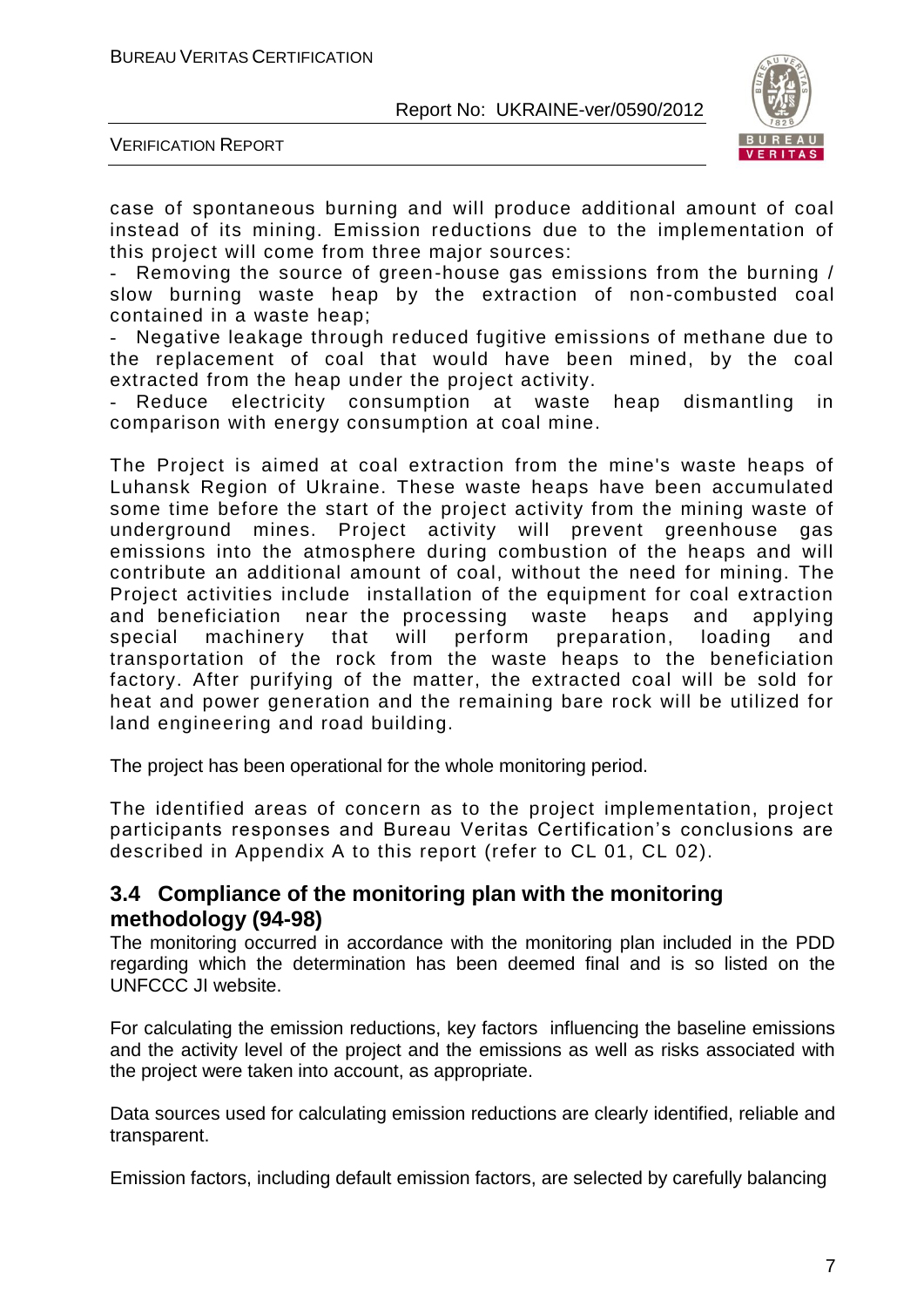case of spontaneous burning and will produce additional amount of coal instead of its mining. Emission reductions due to the implementation of this project will come from three major sources:

- Removing the source of green-house gas emissions from the burning / slow burning waste heap by the extraction of non-combusted coal contained in a waste heap;
- Negative leakage through reduced fugitive emissions of methane due to the replacement of coal that would have been mined, by the coal extracted from the heap under the project activity.
- Reduce electricity consumption at waste heap dismantling in comparison with energy consumption at coal mine.

The Project is aimed at coal extraction from the mine's waste heaps of Luhansk Region of Ukraine. These waste heaps have been accumulated some time before the start of the project activity from the mining waste of underground mines. Project activity will prevent greenhouse gas emissions into the atmosphere during combustion of the heaps and will contribute an additional amount of coal, without the need for mining. The Project activities include installation of the equipment for coal extraction and beneficiation near the processing waste heaps and applying special machinery that will perform preparation, loading and transportation of the rock from the waste heaps to the beneficiation factory. After purifying of the matter, the extracted coal will be sold for heat and power generation and the remaining bare rock will be utilized for land engineering and road building.

The project has been operational for the whole monitoring period.

The identified areas of concern as to the project implementation, project participants responses and Bureau Veritas Certification's conclusions are described in Appendix A to this report (refer to CL 01, CL 02).

## 3.4 Compliance of the monitoring plan with the monitoring methodology (94-98)

The monitoring occurred in accordance with the monitoring plan included in the PDD regarding which the determination has been deemed final and is so listed on the UNFCCC JI website.

For calculating the emission reductions, key factors influencing the baseline emissions and the activity level of the project and the emissions as well as risks associated with the project were taken into account, as appropriate.

Data sources used for calculating emission reductions are clearly identified, reliable and transparent.

Emission factors, including default emission factors, are selected by carefully balancing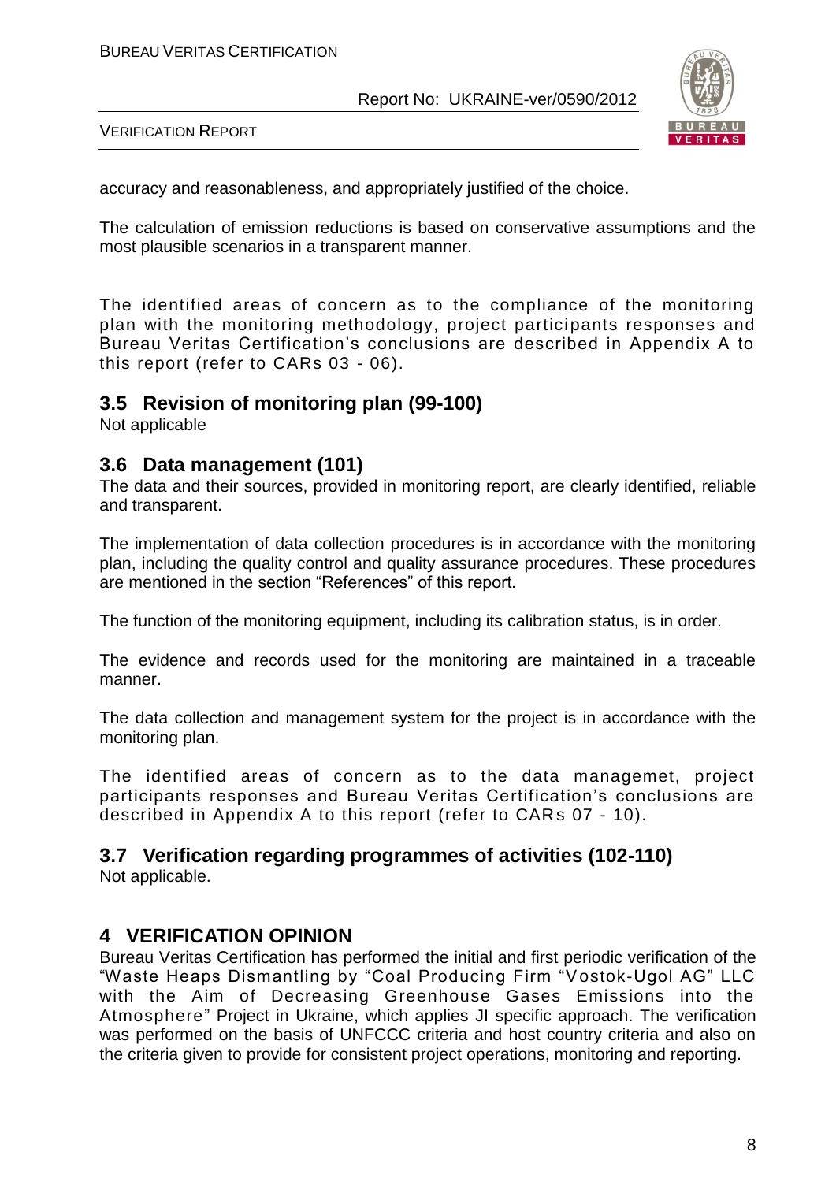accuracy and reasonableness, and appropriately justified of the choice.

The calculation of emission reductions is based on conservative assumptions and the most plausible scenarios in a transparent manner.

The identified areas of concern as to the compliance of the monitoring plan with the monitoring methodology, project participants responses and Bureau Veritas Certification's conclusions are described in Appendix A to this report (refer to CARs 03 - 06).

## 3.5 Revision of monitoring plan (99-100)

Not applicable

## 3.6 Data management (101)

The data and their sources, provided in monitoring report, are clearly identified, reliable and transparent.

The implementation of data collection procedures is in accordance with the monitoring plan, including the quality control and quality assurance procedures. These procedures are mentioned in the section "References" of this report.

The function of the monitoring equipment, including its calibration status, is in order.

The evidence and records used for the monitoring are maintained in a traceable manner.

The data collection and management system for the project is in accordance with the monitoring plan.

The identified areas of concern as to the data managemet, project participants responses and Bureau Veritas Certification's conclusions are described in Appendix A to this report (refer to CARs 07 - 10).

## 3.7 Verification regarding programmes of activities (102-110)

Not applicable.

# 4 VERIFICATION OPINION

Bureau Veritas Certification has performed the initial and first periodic verification of the "Waste Heaps Dismantling by "Coal Producing Firm "Vostok-Ugol AG" LLC with the Aim of Decreasing Greenhouse Gases Emissions into the Atmosphere" Project in Ukraine, which applies JI specific approach. The verification was performed on the basis of UNFCCC criteria and host country criteria and also on the criteria given to provide for consistent project operations, monitoring and reporting.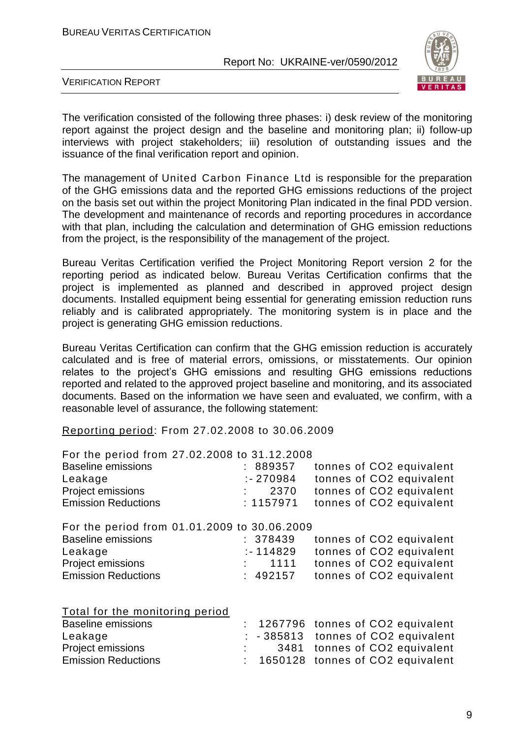The verification consisted of the following three phases: i) desk review of the monitoring report against the project design and the baseline and monitoring plan; ii) follow-up interviews with project stakeholders; iii) resolution of outstanding issues and the issuance of the final verification report and opinion.

The management of United Carbon Finance Ltd is responsible for the preparation of the GHG emissions data and the reported GHG emissions reductions of the project on the basis set out within the project Monitoring Plan indicated in the final PDD version. The development and maintenance of records and reporting procedures in accordance with that plan, including the calculation and determination of GHG emission reductions from the project, is the responsibility of the management of the project.

Bureau Veritas Certification verified the Project Monitoring Report version 2 for the reporting period as indicated below. Bureau Veritas Certification confirms that the project is implemented as planned and described in approved project design documents. Installed equipment being essential for generating emission reduction runs reliably and is calibrated appropriately. The monitoring system is in place and the project is generating GHG emission reductions.

Bureau Veritas Certification can confirm that the GHG emission reduction is accurately calculated and is free of material errors, omissions, or misstatements. Our opinion relates to the project's GHG emissions and resulting GHG emissions reductions reported and related to the approved project baseline and monitoring, and its associated documents. Based on the information we have seen and evaluated, we confirm, with a reasonable level of assurance, the following statement:

Reporting period: From 27.02.2008 to 30.06.2009

For the period from 27.02.2008 to 31.12.2008

| | | |
|---|---|---|
| Baseline emissions | : 889357 | tonnes of CO2 equivalent |
| Leakage | :- 270984 | tonnes of CO2 equivalent |
| Project emissions | : 2370 | tonnes of CO2 equivalent |
| Emission Reductions | : 1157971 | tonnes of CO2 equivalent |

For the period from 01.01.2009 to 30.06.2009

| | | |
|---|---|---|
| Baseline emissions | : 378439 | tonnes of CO2 equivalent |
| Leakage | :- 114829 | tonnes of CO2 equivalent |
| Project emissions | : 1111 | tonnes of CO2 equivalent |
| Emission Reductions | : 492157 | tonnes of CO2 equivalent |

Total for the monitoring period

| | | |
|---|---|---|
| Baseline emissions | : 1267796 | tonnes of CO2 equivalent |
| Leakage | : - 385813 | tonnes of CO2 equivalent |
| Project emissions | : 3481 | tonnes of CO2 equivalent |
| Emission Reductions | : 1650128 | tonnes of CO2 equivalent |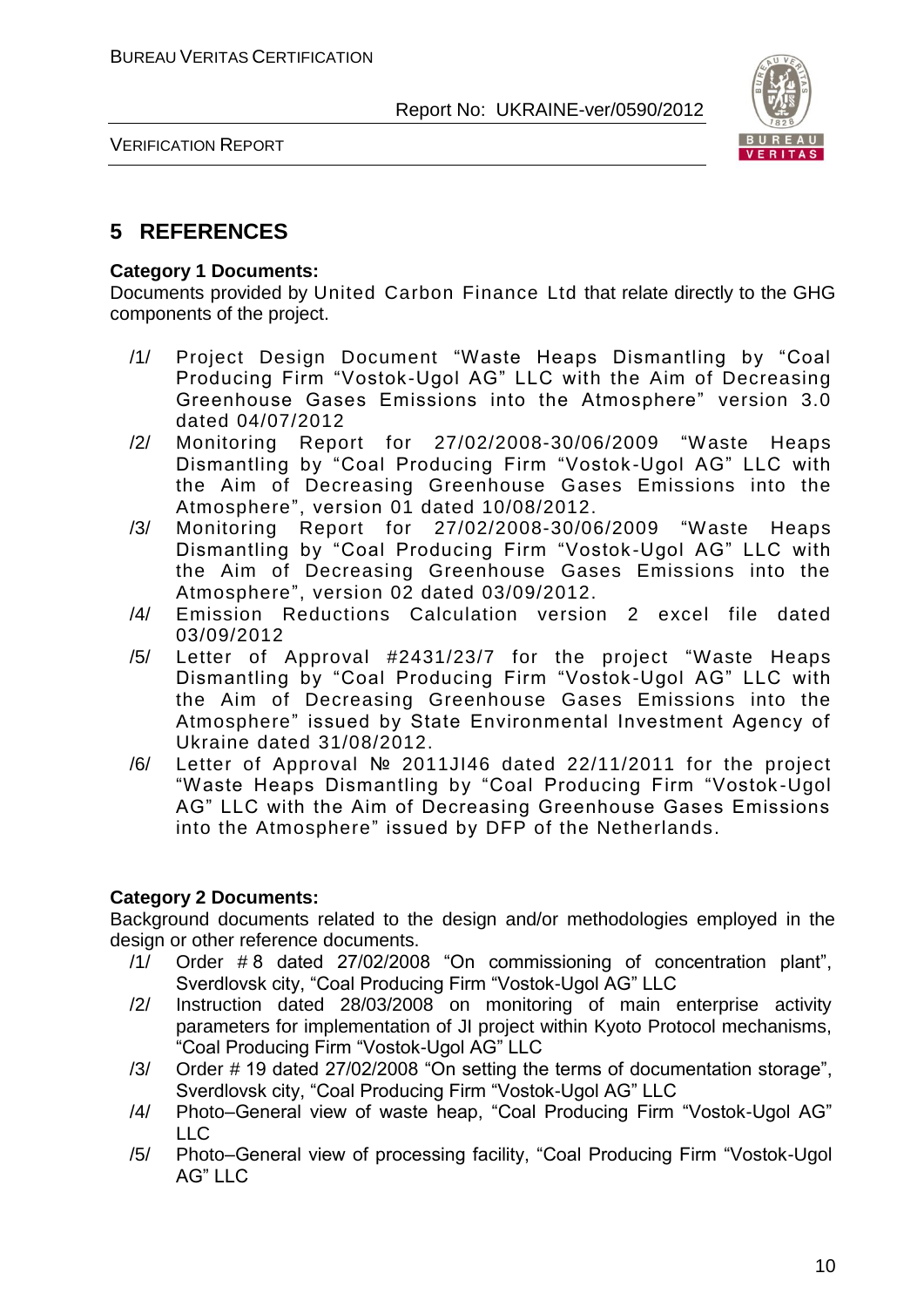# 5 REFERENCES

**Category 1 Documents:**

Documents provided by United Carbon Finance Ltd that relate directly to the GHG components of the project.

/1/ Project Design Document "Waste Heaps Dismantling by "Coal Producing Firm "Vostok-Ugol AG" LLC with the Aim of Decreasing Greenhouse Gases Emissions into the Atmosphere" version 3.0 dated 04/07/2012

/2/ Monitoring Report for 27/02/2008-30/06/2009 "Waste Heaps Dismantling by "Coal Producing Firm "Vostok-Ugol AG" LLC with the Aim of Decreasing Greenhouse Gases Emissions into the Atmosphere", version 01 dated 10/08/2012.

/3/ Monitoring Report for 27/02/2008-30/06/2009 "Waste Heaps Dismantling by "Coal Producing Firm "Vostok-Ugol AG" LLC with the Aim of Decreasing Greenhouse Gases Emissions into the Atmosphere", version 02 dated 03/09/2012.

/4/ Emission Reductions Calculation version 2 excel file dated 03/09/2012

/5/ Letter of Approval #2431/23/7 for the project "Waste Heaps Dismantling by "Coal Producing Firm "Vostok-Ugol AG" LLC with the Aim of Decreasing Greenhouse Gases Emissions into the Atmosphere" issued by State Environmental Investment Agency of Ukraine dated 31/08/2012.

/6/ Letter of Approval № 2011JI46 dated 22/11/2011 for the project "Waste Heaps Dismantling by "Coal Producing Firm "Vostok-Ugol AG" LLC with the Aim of Decreasing Greenhouse Gases Emissions into the Atmosphere" issued by DFP of the Netherlands.

**Category 2 Documents:**

Background documents related to the design and/or methodologies employed in the design or other reference documents.

/1/ Order # 8 dated 27/02/2008 "On commissioning of concentration plant", Sverdlovsk city, "Coal Producing Firm "Vostok-Ugol AG" LLC

/2/ Instruction dated 28/03/2008 on monitoring of main enterprise activity parameters for implementation of JI project within Kyoto Protocol mechanisms, "Coal Producing Firm "Vostok-Ugol AG" LLC

/3/ Order # 19 dated 27/02/2008 "On setting the terms of documentation storage", Sverdlovsk city, "Coal Producing Firm "Vostok-Ugol AG" LLC

/4/ Photo–General view of waste heap, "Coal Producing Firm "Vostok-Ugol AG" LLC

/5/ Photo–General view of processing facility, "Coal Producing Firm "Vostok-Ugol AG" LLC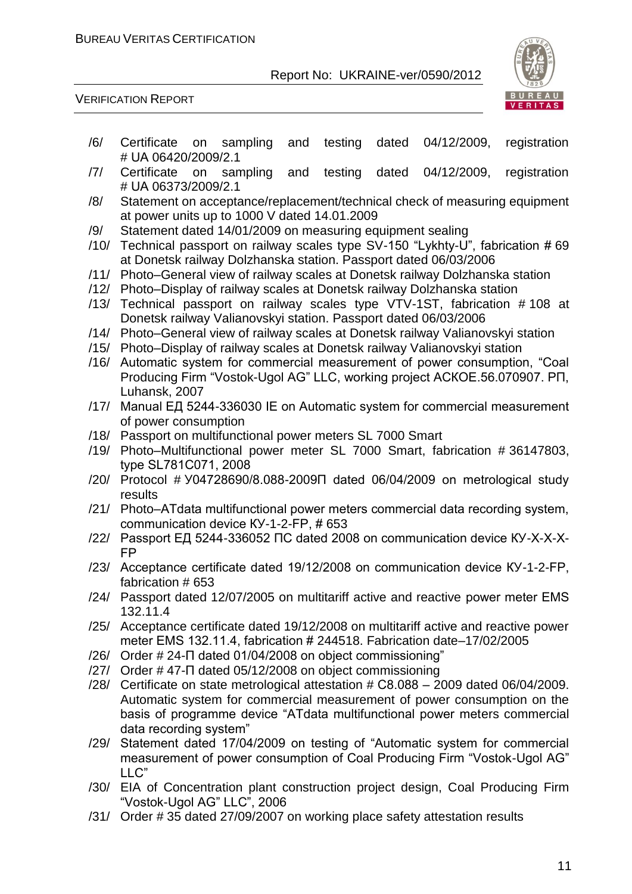/6/ Certificate on sampling and testing dated 04/12/2009, registration # UA 06420/2009/2.1

/7/ Certificate on sampling and testing dated 04/12/2009, registration # UA 06373/2009/2.1

/8/ Statement on acceptance/replacement/technical check of measuring equipment at power units up to 1000 V dated 14.01.2009

/9/ Statement dated 14/01/2009 on measuring equipment sealing

/10/ Technical passport on railway scales type SV-150 "Lykhty-U", fabrication # 69 at Donetsk railway Dolzhanska station. Passport dated 06/03/2006

/11/ Photo–General view of railway scales at Donetsk railway Dolzhanska station

/12/ Photo–Display of railway scales at Donetsk railway Dolzhanska station

/13/ Technical passport on railway scales type VTV-1ST, fabrication # 108 at Donetsk railway Valianovskyi station. Passport dated 06/03/2006

/14/ Photo–General view of railway scales at Donetsk railway Valianovskyi station

/15/ Photo–Display of railway scales at Donetsk railway Valianovskyi station

/16/ Automatic system for commercial measurement of power consumption, "Coal Producing Firm "Vostok-Ugol AG" LLC, working project АСКОЕ.56.070907. РП, Luhansk, 2007

/17/ Manual ЕД 5244-336030 IE on Automatic system for commercial measurement of power consumption

/18/ Passport on multifunctional power meters SL 7000 Smart

/19/ Photo–Multifunctional power meter SL 7000 Smart, fabrication # 36147803, type SL781C071, 2008

/20/ Protocol # У04728690/8.088-2009П dated 06/04/2009 on metrological study results

/21/ Photo–ATdata multifunctional power meters commercial data recording system, communication device КУ-1-2-FP, # 653

/22/ Passport ЕД 5244-336052 ПС dated 2008 on communication device КУ-Х-Х-Х-FP

/23/ Acceptance certificate dated 19/12/2008 on communication device КУ-1-2-FP, fabrication # 653

/24/ Passport dated 12/07/2005 on multitariff active and reactive power meter EMS 132.11.4

/25/ Acceptance certificate dated 19/12/2008 on multitariff active and reactive power meter EMS 132.11.4, fabrication # 244518. Fabrication date–17/02/2005

/26/ Order # 24-П dated 01/04/2008 on object commissioning"

/27/ Order # 47-П dated 05/12/2008 on object commissioning

/28/ Certificate on state metrological attestation # С8.088 – 2009 dated 06/04/2009. Automatic system for commercial measurement of power consumption on the basis of programme device "ATdata multifunctional power meters commercial data recording system"

/29/ Statement dated 17/04/2009 on testing of "Automatic system for commercial measurement of power consumption of Coal Producing Firm "Vostok-Ugol AG" LLC"

/30/ EIA of Concentration plant construction project design, Coal Producing Firm "Vostok-Ugol AG" LLC", 2006

/31/ Order # 35 dated 27/09/2007 on working place safety attestation results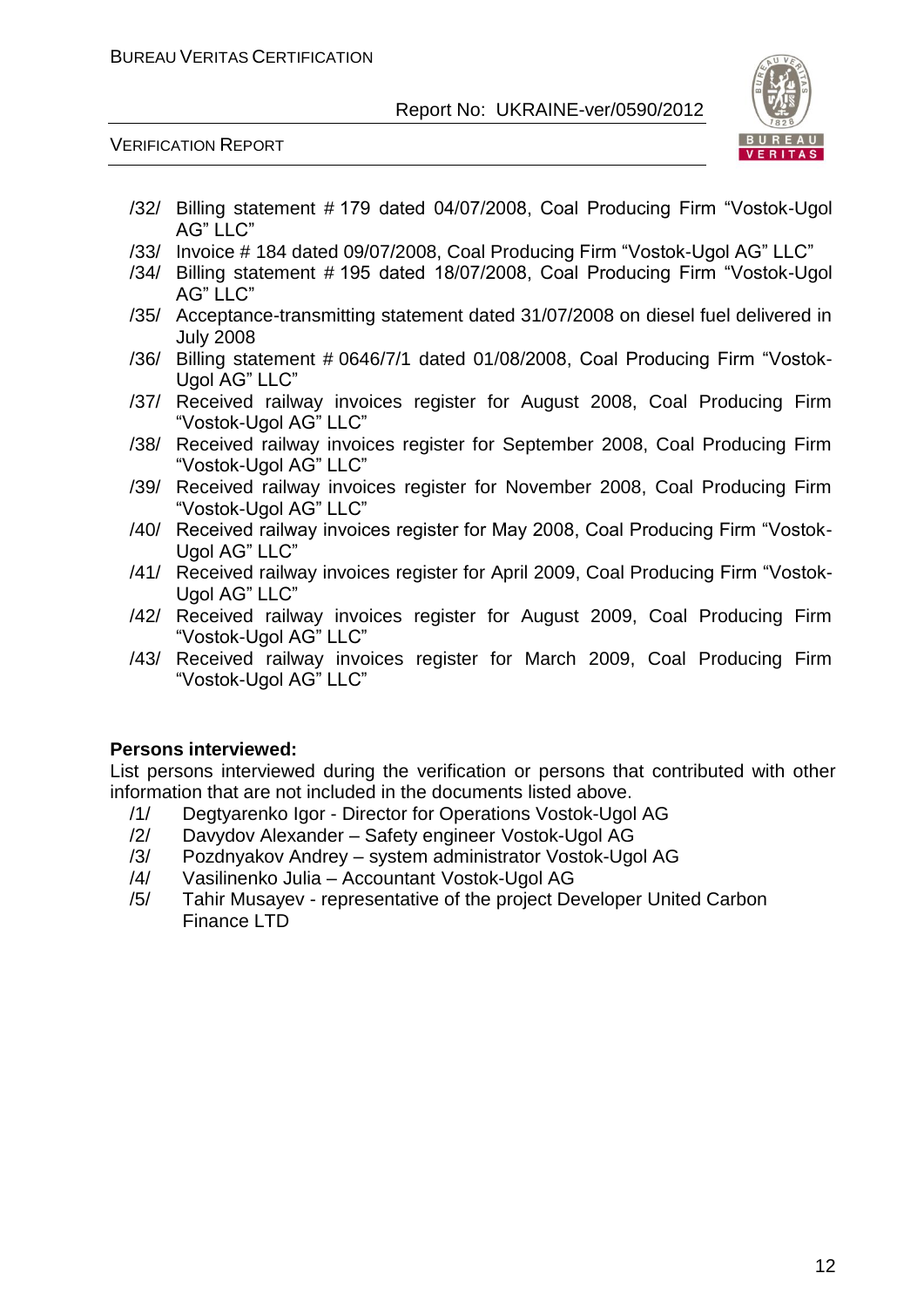/32/ Billing statement # 179 dated 04/07/2008, Coal Producing Firm "Vostok-Ugol AG" LLC"
/33/ Invoice # 184 dated 09/07/2008, Coal Producing Firm "Vostok-Ugol AG" LLC"
/34/ Billing statement # 195 dated 18/07/2008, Coal Producing Firm "Vostok-Ugol AG" LLC"
/35/ Acceptance-transmitting statement dated 31/07/2008 on diesel fuel delivered in July 2008
/36/ Billing statement # 0646/7/1 dated 01/08/2008, Coal Producing Firm "Vostok-Ugol AG" LLC"
/37/ Received railway invoices register for August 2008, Coal Producing Firm "Vostok-Ugol AG" LLC"
/38/ Received railway invoices register for September 2008, Coal Producing Firm "Vostok-Ugol AG" LLC"
/39/ Received railway invoices register for November 2008, Coal Producing Firm "Vostok-Ugol AG" LLC"
/40/ Received railway invoices register for May 2008, Coal Producing Firm "Vostok-Ugol AG" LLC"
/41/ Received railway invoices register for April 2009, Coal Producing Firm "Vostok-Ugol AG" LLC"
/42/ Received railway invoices register for August 2009, Coal Producing Firm "Vostok-Ugol AG" LLC"
/43/ Received railway invoices register for March 2009, Coal Producing Firm "Vostok-Ugol AG" LLC"

**Persons interviewed:**

List persons interviewed during the verification or persons that contributed with other information that are not included in the documents listed above.

/1/ Degtyarenko Igor - Director for Operations Vostok-Ugol AG
/2/ Davydov Alexander – Safety engineer Vostok-Ugol AG
/3/ Pozdnyakov Andrey – system administrator Vostok-Ugol AG
/4/ Vasilinenko Julia – Accountant Vostok-Ugol AG
/5/ Tahir Musayev - representative of the project Developer United Carbon Finance LTD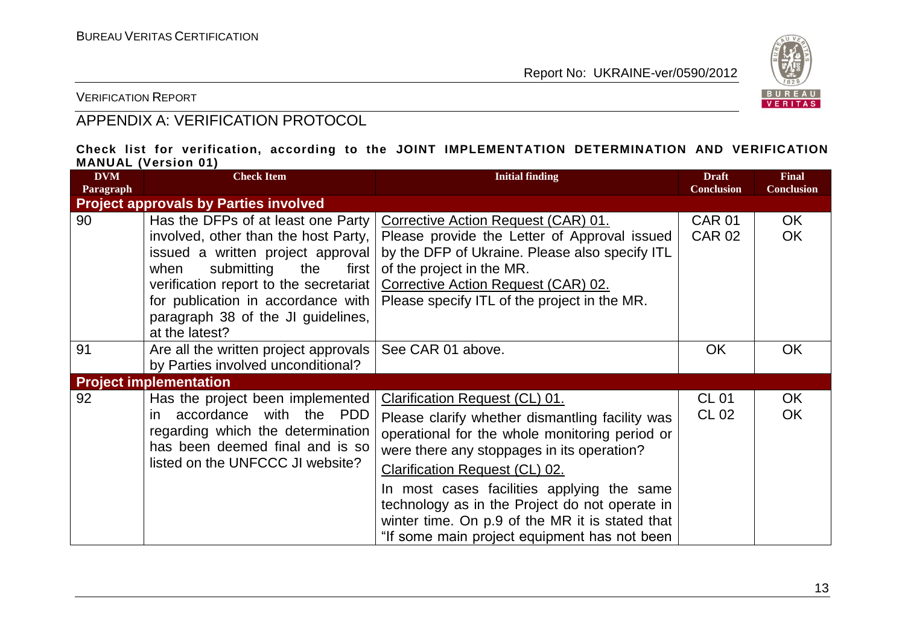## APPENDIX A: VERIFICATION PROTOCOL

**Check list for verification, according to the JOINT IMPLEMENTATION DETERMINATION AND VERIFICATION MANUAL (Version 01)**

| DVM Paragraph | Check Item | Initial finding | Draft Conclusion | Final Conclusion |
|---|---|---|---|---|
| **Project approvals by Parties involved** | | | | |
| 90 | Has the DFPs of at least one Party involved, other than the host Party, issued a written project approval when submitting the first verification report to the secretariat for publication in accordance with paragraph 38 of the JI guidelines, at the latest? | Corrective Action Request (CAR) 01.<br>Please provide the Letter of Approval issued by the DFP of Ukraine. Please also specify ITL of the project in the MR.<br>Corrective Action Request (CAR) 02.<br>Please specify ITL of the project in the MR. | CAR 01<br>CAR 02 | OK<br>OK |
| 91 | Are all the written project approvals by Parties involved unconditional? | See CAR 01 above. | OK | OK |
| **Project implementation** | | | | |
| 92 | Has the project been implemented in accordance with the PDD regarding which the determination has been deemed final and is so listed on the UNFCCC JI website? | Clarification Request (CL) 01.<br>Please clarify whether dismantling facility was operational for the whole monitoring period or were there any stoppages in its operation?<br>Clarification Request (CL) 02.<br>In most cases facilities applying the same technology as in the Project do not operate in winter time. On p.9 of the MR it is stated that "If some main project equipment has not been | CL 01<br>CL 02 | OK<br>OK |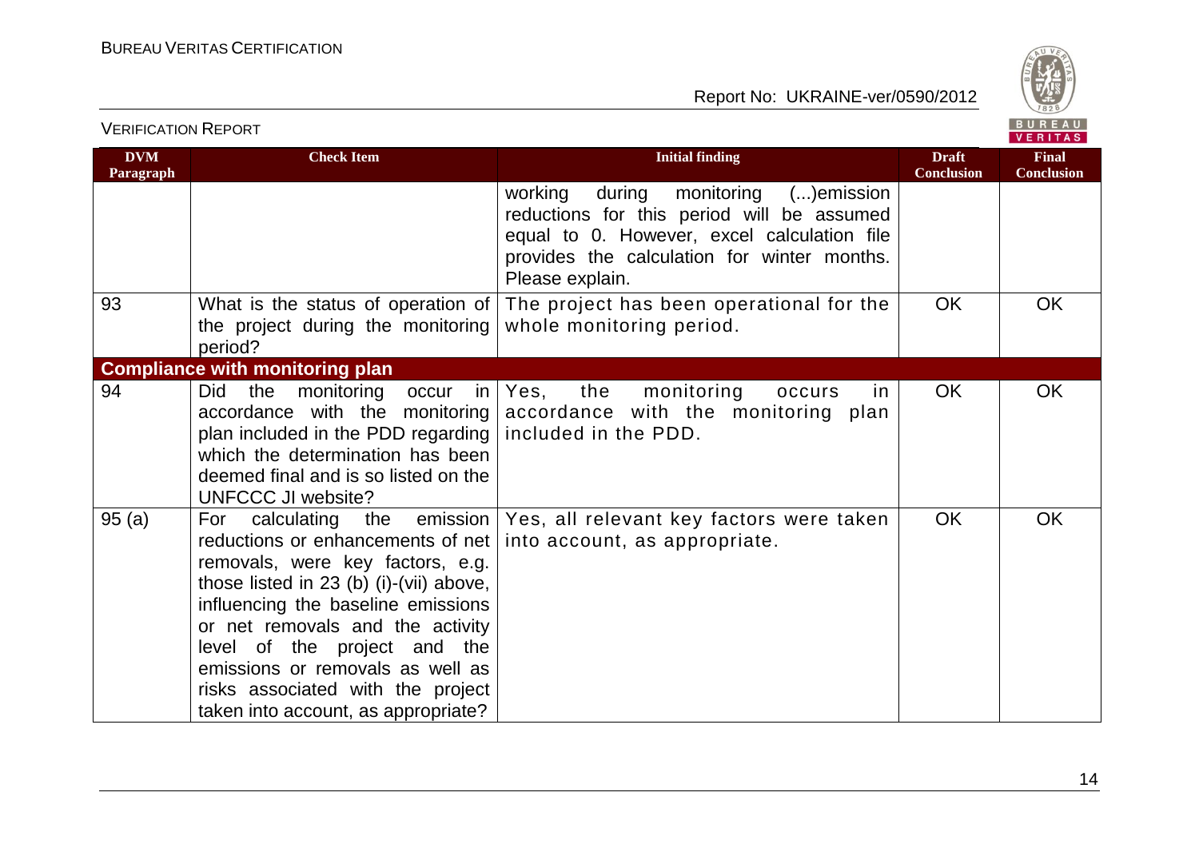| DVM Paragraph | Check Item | Initial finding | Draft Conclusion | Final Conclusion |
|---|---|---|---|---|
| | | working during monitoring (...)emission reductions for this period will be assumed equal to 0. However, excel calculation file provides the calculation for winter months. Please explain. | | |
| 93 | What is the status of operation of the project during the monitoring period? | The project has been operational for the whole monitoring period. | OK | OK |
| **Compliance with monitoring plan** | | | | |
| 94 | Did the monitoring occur in accordance with the monitoring plan included in the PDD regarding which the determination has been deemed final and is so listed on the UNFCCC JI website? | Yes, the monitoring occurs in accordance with the monitoring plan included in the PDD. | OK | OK |
| 95 (a) | For calculating the emission reductions or enhancements of net removals, were key factors, e.g. those listed in 23 (b) (i)-(vii) above, influencing the baseline emissions or net removals and the activity level of the project and the emissions or removals as well as risks associated with the project taken into account, as appropriate? | Yes, all relevant key factors were taken into account, as appropriate. | OK | OK |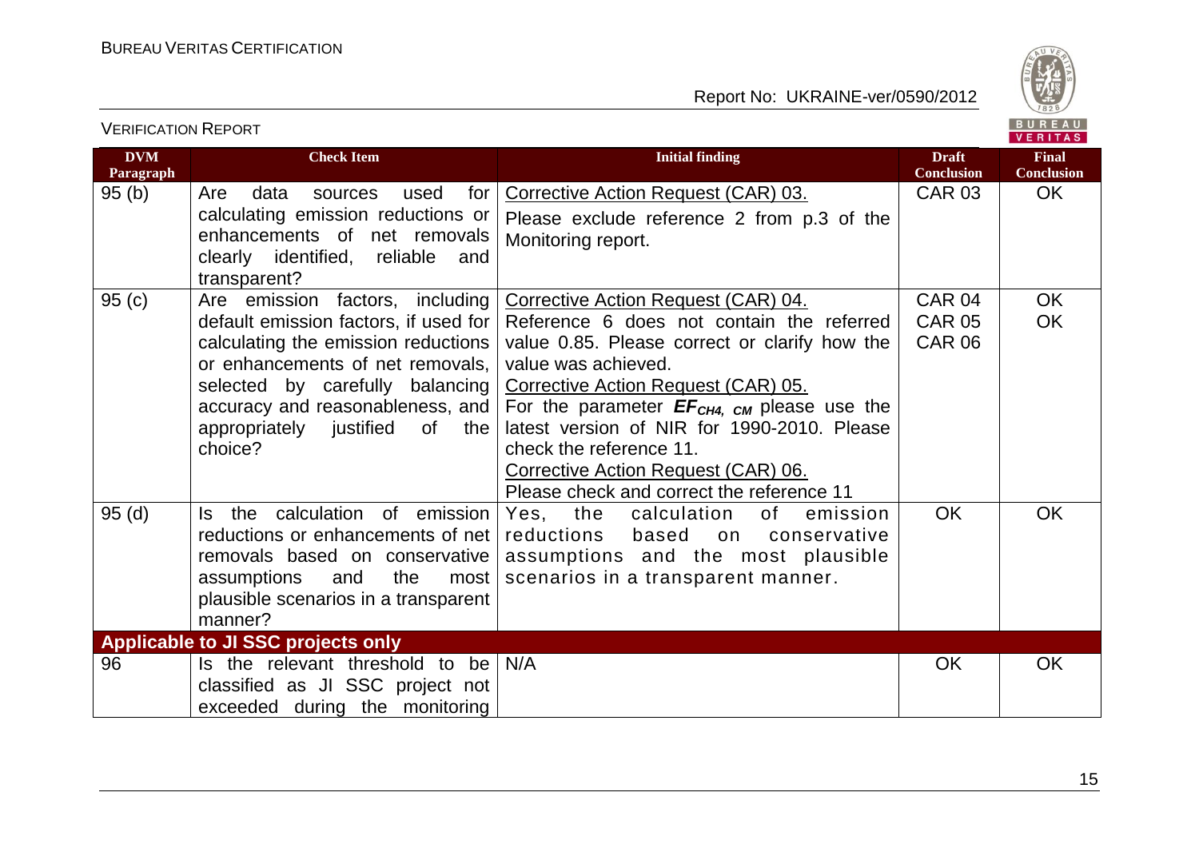| DVM Paragraph | Check Item | Initial finding | Draft Conclusion | Final Conclusion |
|---|---|---|---|---|
| 95 (b) | Are data sources used for calculating emission reductions or enhancements of net removals clearly identified, reliable and transparent? | Corrective Action Request (CAR) 03.<br>Please exclude reference 2 from p.3 of the Monitoring report. | CAR 03 | OK |
| 95 (c) | Are emission factors, including default emission factors, if used for calculating the emission reductions or enhancements of net removals, selected by carefully balancing accuracy and reasonableness, and appropriately justified of the choice? | Corrective Action Request (CAR) 04.<br>Reference 6 does not contain the referred value 0.85. Please correct or clarify how the value was achieved.<br>Corrective Action Request (CAR) 05.<br>For the parameter $EF_{CH4,\ CM}$ please use the latest version of NIR for 1990-2010. Please check the reference 11.<br>Corrective Action Request (CAR) 06.<br>Please check and correct the reference 11 | CAR 04<br>CAR 05<br>CAR 06 | OK<br>OK |
| 95 (d) | Is the calculation of emission reductions or enhancements of net removals based on conservative assumptions and the most plausible scenarios in a transparent manner? | Yes, the calculation of emission reductions based on conservative assumptions and the most plausible scenarios in a transparent manner. | OK | OK |
| **Applicable to JI SSC projects only** | | | | |
| 96 | Is the relevant threshold to be classified as JI SSC project not exceeded during the monitoring | N/A | OK | OK |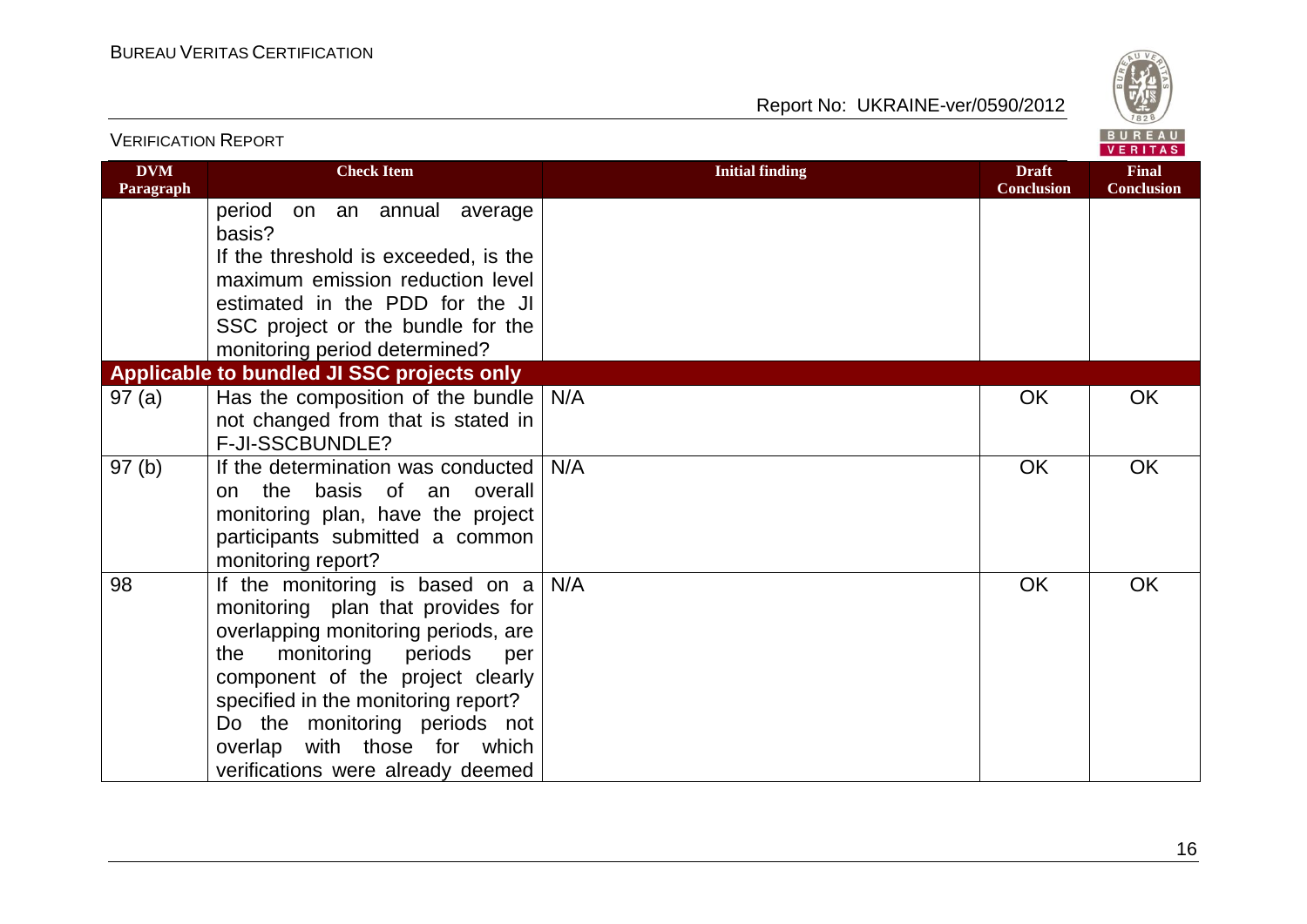| DVM Paragraph | Check Item | Initial finding | Draft Conclusion | Final Conclusion |
|---|---|---|---|---|
| | period on an annual average basis? If the threshold is exceeded, is the maximum emission reduction level estimated in the PDD for the JI SSC project or the bundle for the monitoring period determined? | | | |
| **Applicable to bundled JI SSC projects only** | | | | |
| 97 (a) | Has the composition of the bundle not changed from that is stated in F-JI-SSCBUNDLE? | N/A | OK | OK |
| 97 (b) | If the determination was conducted on the basis of an overall monitoring plan, have the project participants submitted a common monitoring report? | N/A | OK | OK |
| 98 | If the monitoring is based on a monitoring plan that provides for overlapping monitoring periods, are the monitoring periods per component of the project clearly specified in the monitoring report? Do the monitoring periods not overlap with those for which verifications were already deemed | N/A | OK | OK |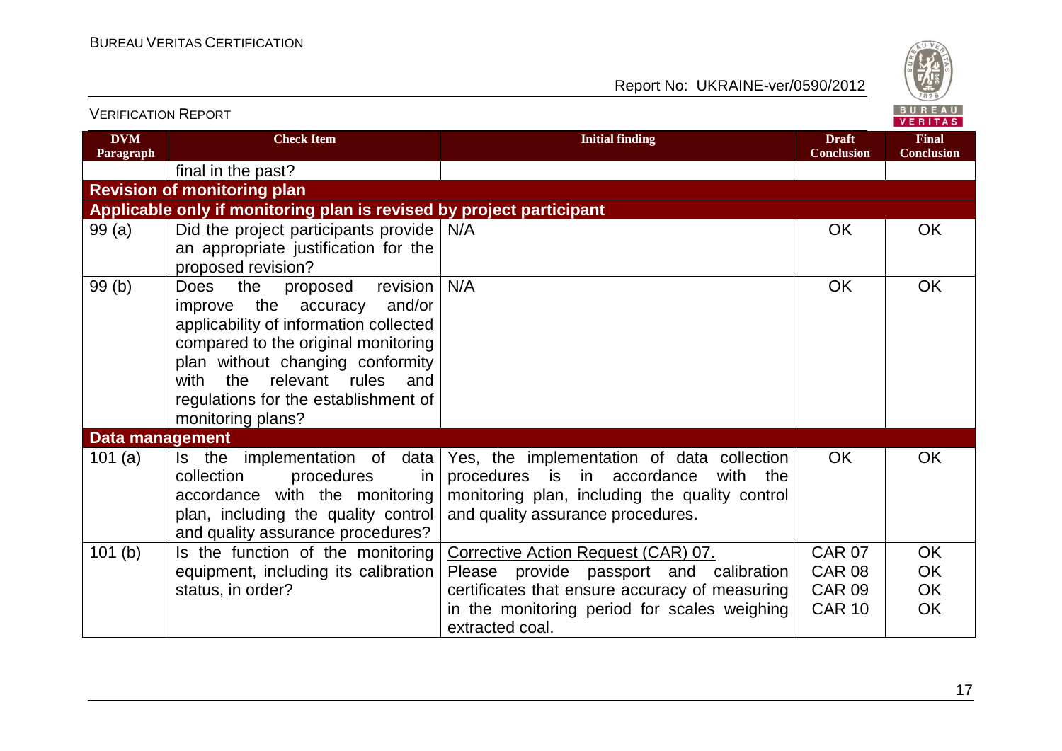| DVM Paragraph | Check Item | Initial finding | Draft Conclusion | Final Conclusion |
|---|---|---|---|---|
| | final in the past? | | | |
| **Revision of monitoring plan** | | | | |
| **Applicable only if monitoring plan is revised by project participant** | | | | |
| 99 (a) | Did the project participants provide an appropriate justification for the proposed revision? | N/A | OK | OK |
| 99 (b) | Does the proposed revision improve the accuracy and/or applicability of information collected compared to the original monitoring plan without changing conformity with the relevant rules and regulations for the establishment of monitoring plans? | N/A | OK | OK |
| **Data management** | | | | |
| 101 (a) | Is the implementation of data collection procedures in accordance with the monitoring plan, including the quality control and quality assurance procedures? | Yes, the implementation of data collection procedures is in accordance with the monitoring plan, including the quality control and quality assurance procedures. | OK | OK |
| 101 (b) | Is the function of the monitoring equipment, including its calibration status, in order? | Corrective Action Request (CAR) 07.<br>Please provide passport and calibration certificates that ensure accuracy of measuring in the monitoring period for scales weighing extracted coal. | CAR 07<br>CAR 08<br>CAR 09<br>CAR 10 | OK<br>OK<br>OK<br>OK |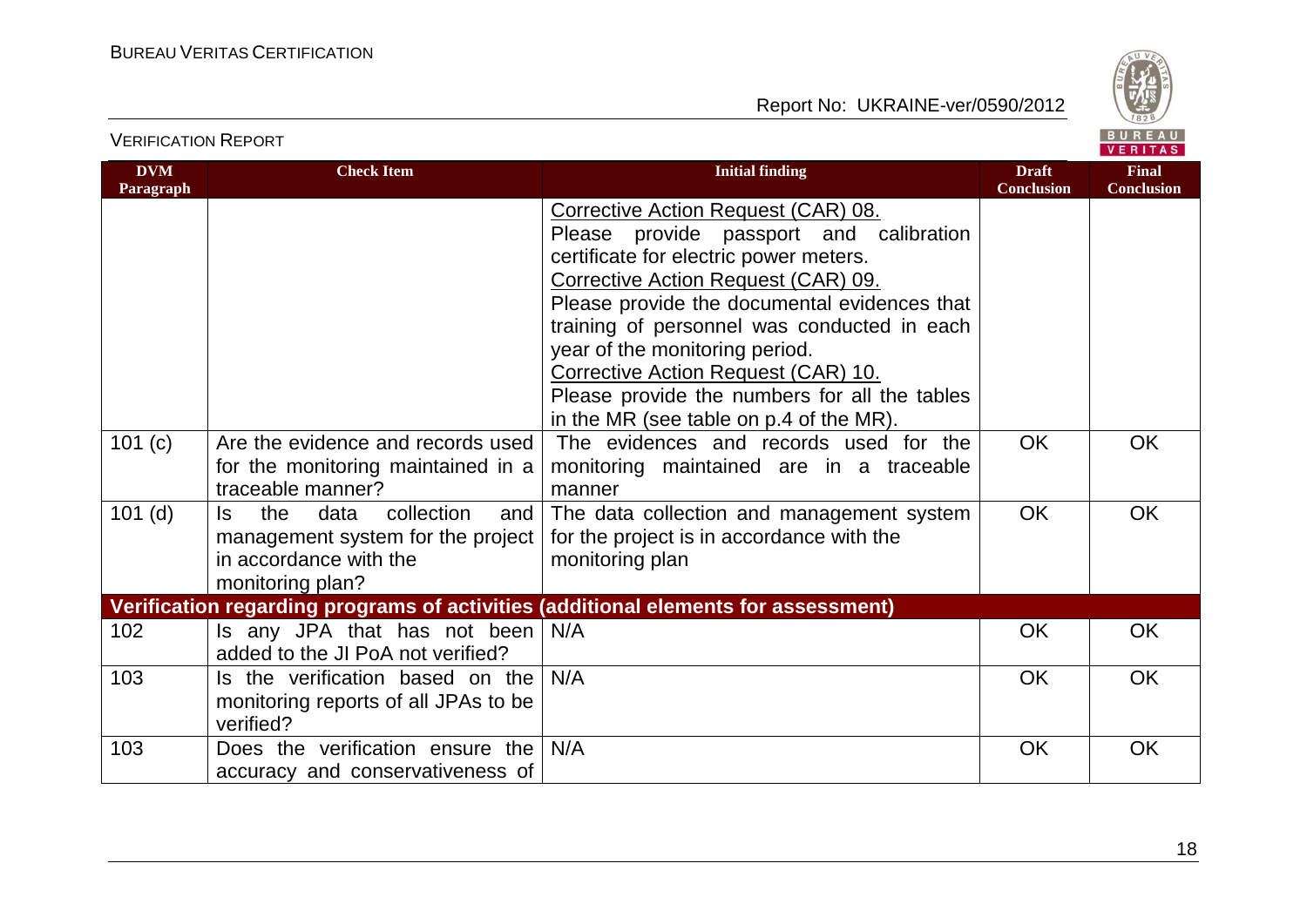| DVM Paragraph | Check Item | Initial finding | Draft Conclusion | Final Conclusion |
|---|---|---|---|---|
| | | Corrective Action Request (CAR) 08.<br>Please provide passport and calibration certificate for electric power meters.<br>Corrective Action Request (CAR) 09.<br>Please provide the documental evidences that training of personnel was conducted in each year of the monitoring period.<br>Corrective Action Request (CAR) 10.<br>Please provide the numbers for all the tables in the MR (see table on p.4 of the MR). | | |
| 101 (c) | Are the evidence and records used for the monitoring maintained in a traceable manner? | The evidences and records used for the monitoring maintained are in a traceable manner | OK | OK |
| 101 (d) | Is the data collection and management system for the project in accordance with the monitoring plan? | The data collection and management system for the project is in accordance with the monitoring plan | OK | OK |
| **Verification regarding programs of activities (additional elements for assessment)** | | | | |
| 102 | Is any JPA that has not been added to the JI PoA not verified? | N/A | OK | OK |
| 103 | Is the verification based on the monitoring reports of all JPAs to be verified? | N/A | OK | OK |
| 103 | Does the verification ensure the accuracy and conservativeness of | N/A | OK | OK |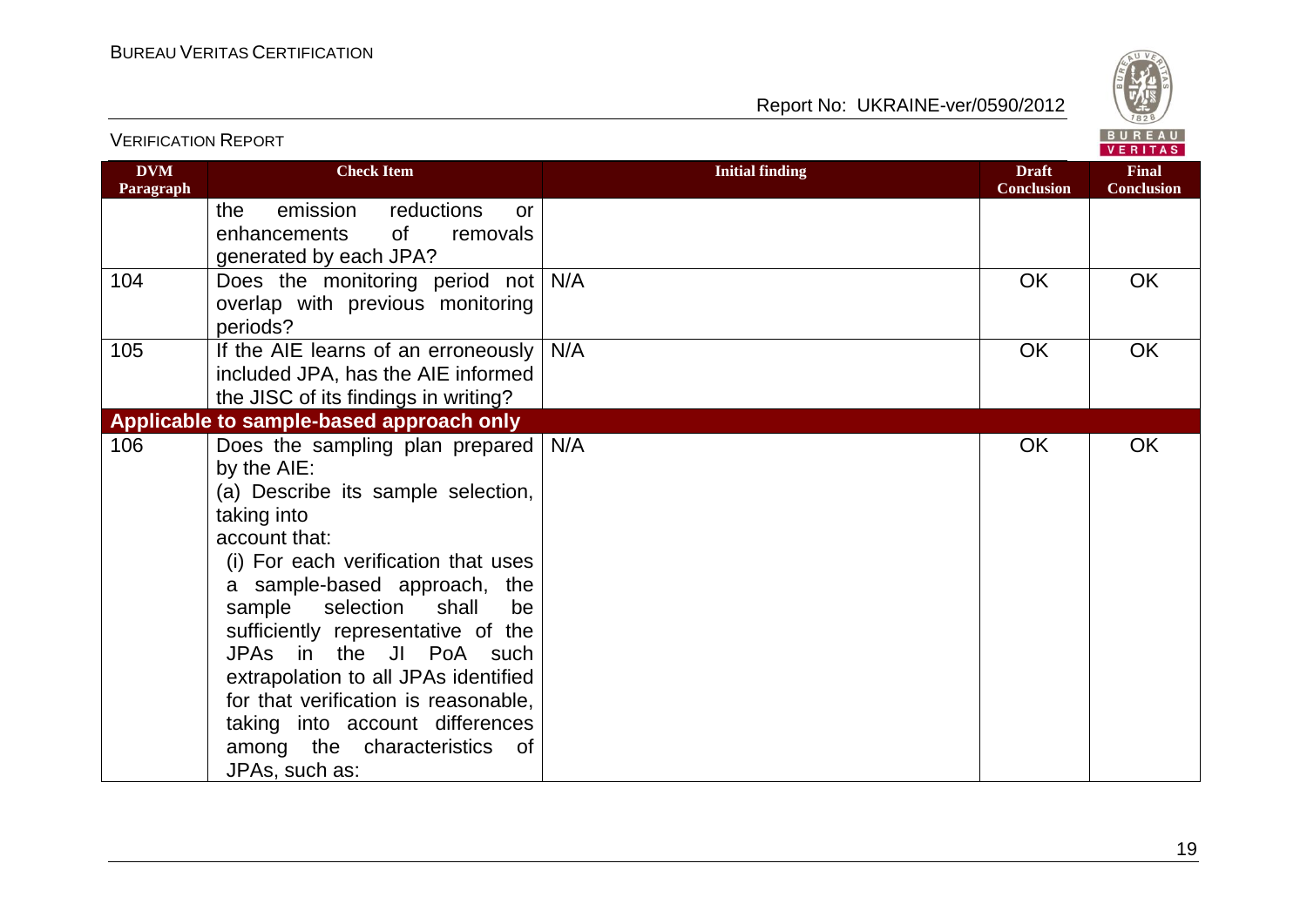| DVM Paragraph | Check Item | Initial finding | Draft Conclusion | Final Conclusion |
|---|---|---|---|---|
| | the emission reductions or enhancements of removals generated by each JPA? | | | |
| 104 | Does the monitoring period not overlap with previous monitoring periods? | N/A | OK | OK |
| 105 | If the AIE learns of an erroneously included JPA, has the AIE informed the JISC of its findings in writing? | N/A | OK | OK |
| **Applicable to sample-based approach only** | | | | |
| 106 | Does the sampling plan prepared by the AIE:<br>(a) Describe its sample selection, taking into account that:<br>(i) For each verification that uses a sample-based approach, the sample selection shall be sufficiently representative of the JPAs in the JI PoA such extrapolation to all JPAs identified for that verification is reasonable, taking into account differences among the characteristics of JPAs, such as: | N/A | OK | OK |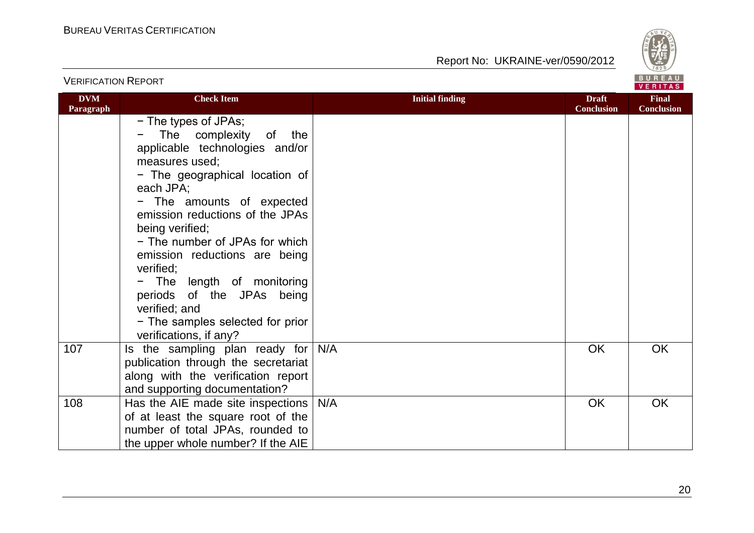| DVM Paragraph | Check Item | Initial finding | Draft Conclusion | Final Conclusion |
|---|---|---|---|---|
| | − The types of JPAs;<br>− The complexity of the applicable technologies and/or measures used;<br>− The geographical location of each JPA;<br>− The amounts of expected emission reductions of the JPAs being verified;<br>− The number of JPAs for which emission reductions are being verified;<br>− The length of monitoring periods of the JPAs being verified; and<br>− The samples selected for prior verifications, if any? | | | |
| 107 | Is the sampling plan ready for publication through the secretariat along with the verification report and supporting documentation? | N/A | OK | OK |
| 108 | Has the AIE made site inspections of at least the square root of the number of total JPAs, rounded to the upper whole number? If the AIE | N/A | OK | OK |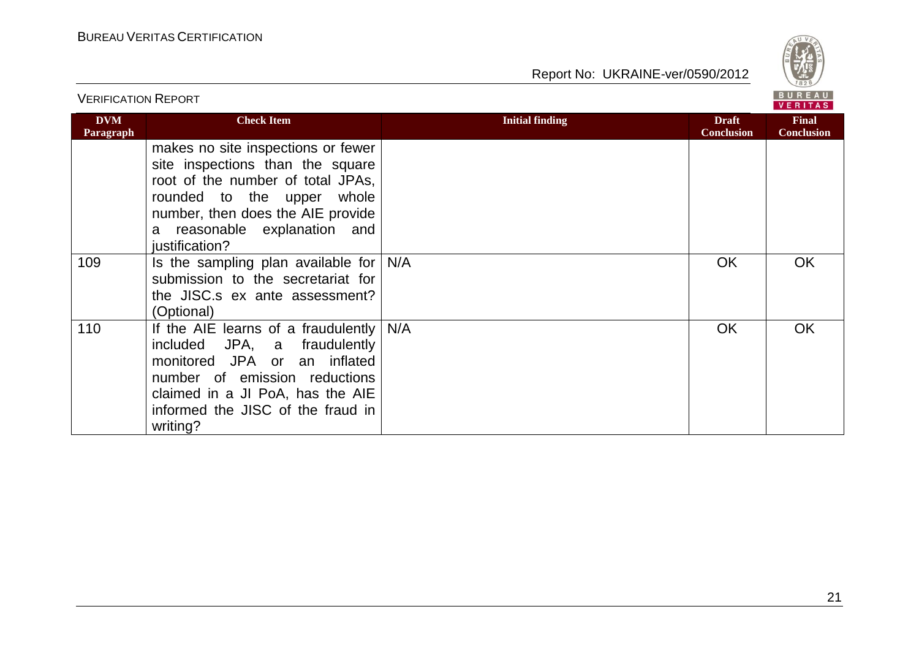| DVM Paragraph | Check Item | Initial finding | Draft Conclusion | Final Conclusion |
|---|---|---|---|---|
| | makes no site inspections or fewer site inspections than the square root of the number of total JPAs, rounded to the upper whole number, then does the AIE provide a reasonable explanation and justification? | | | |
| 109 | Is the sampling plan available for submission to the secretariat for the JISC.s ex ante assessment? (Optional) | N/A | OK | OK |
| 110 | If the AIE learns of a fraudulently included JPA, a fraudulently monitored JPA or an inflated number of emission reductions claimed in a JI PoA, has the AIE informed the JISC of the fraud in writing? | N/A | OK | OK |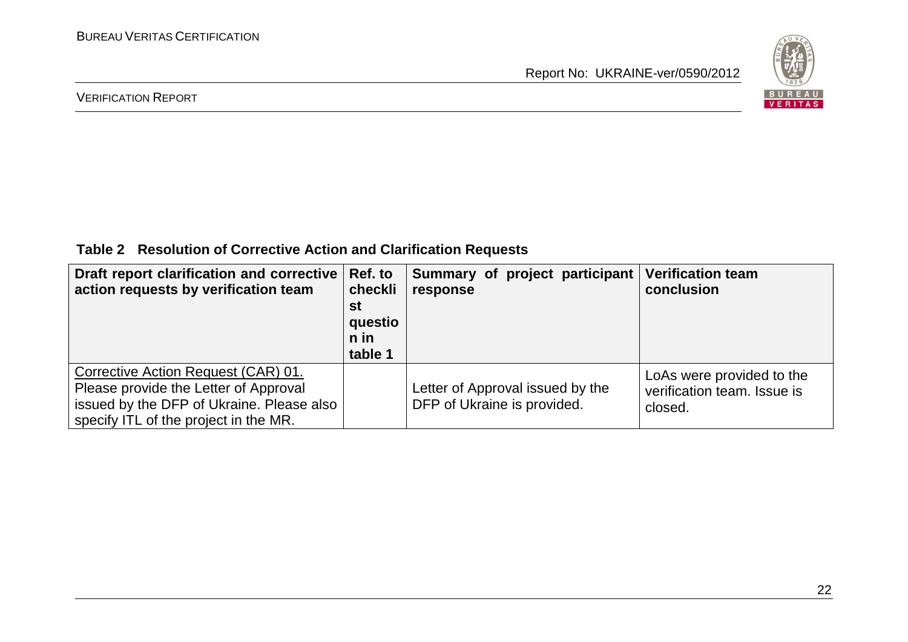**Table 2 Resolution of Corrective Action and Clarification Requests**

| Draft report clarification and corrective action requests by verification team | Ref. to checklist question in table 1 | Summary of project participant response | Verification team conclusion |
|---|---|---|---|
| Corrective Action Request (CAR) 01. Please provide the Letter of Approval issued by the DFP of Ukraine. Please also specify ITL of the project in the MR. | | Letter of Approval issued by the DFP of Ukraine is provided. | LoAs were provided to the verification team. Issue is closed. |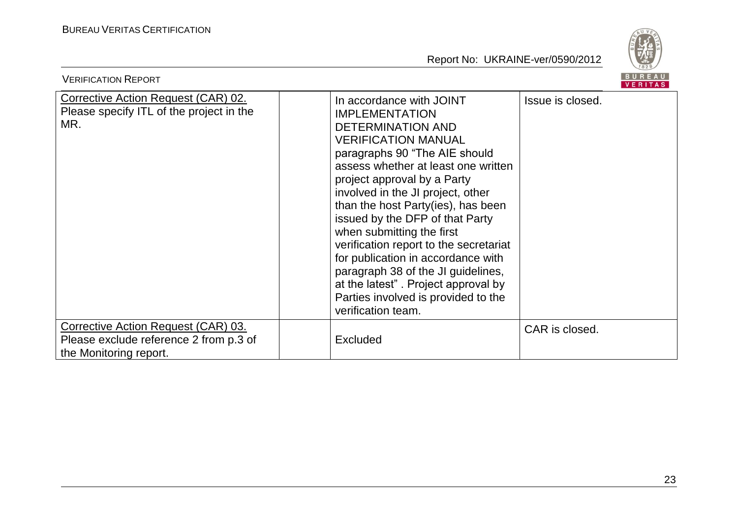| | | | |
|---|---|---|---|
| Corrective Action Request (CAR) 02. Please specify ITL of the project in the MR. | | In accordance with JOINT IMPLEMENTATION DETERMINATION AND VERIFICATION MANUAL paragraphs 90 "The AIE should assess whether at least one written project approval by a Party involved in the JI project, other than the host Party(ies), has been issued by the DFP of that Party when submitting the first verification report to the secretariat for publication in accordance with paragraph 38 of the JI guidelines, at the latest" . Project approval by Parties involved is provided to the verification team. | Issue is closed. |
| Corrective Action Request (CAR) 03. Please exclude reference 2 from p.3 of the Monitoring report. | | Excluded | CAR is closed. |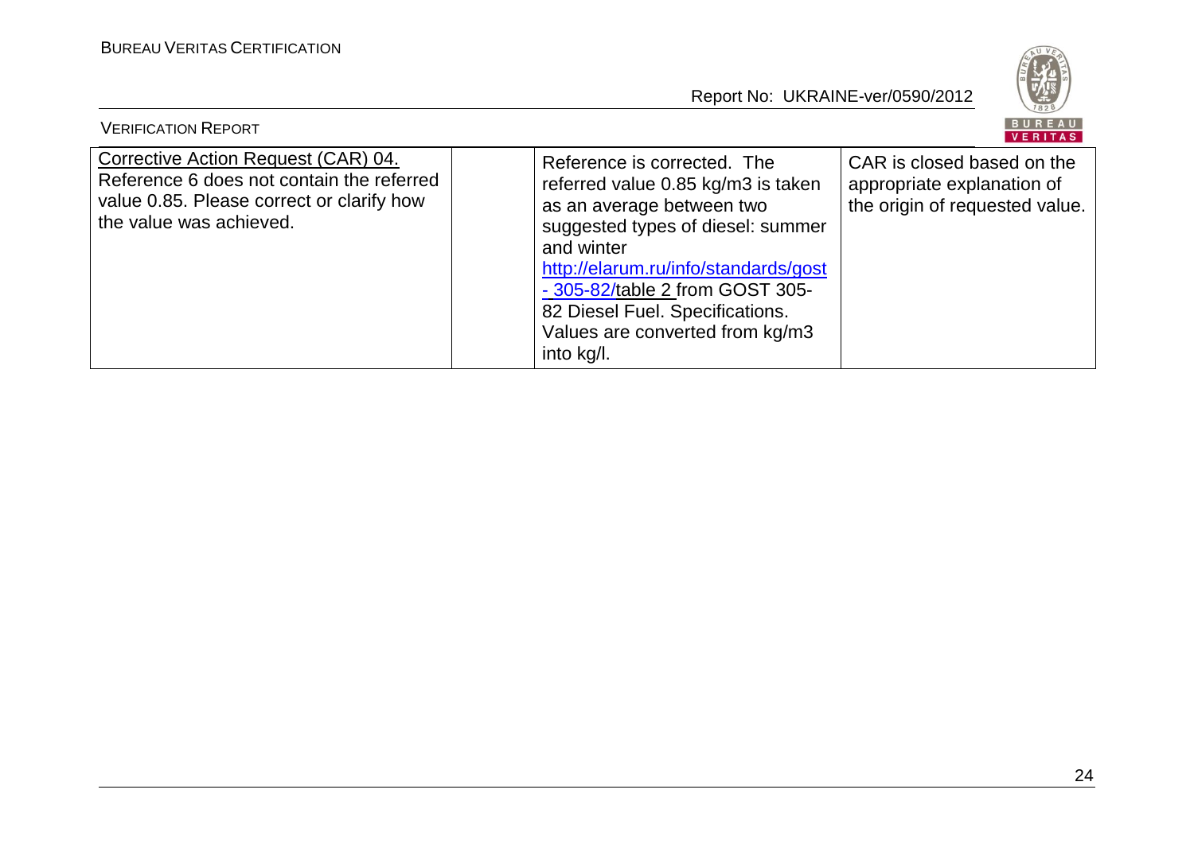| Corrective Action Request (CAR) 04. Reference 6 does not contain the referred value 0.85. Please correct or clarify how the value was achieved. | | Reference is corrected. The referred value 0.85 kg/m3 is taken as an average between two suggested types of diesel: summer and winter http://elarum.ru/info/standards/gost - 305-82/table 2 from GOST 305-82 Diesel Fuel. Specifications. Values are converted from kg/m3 into kg/l. | CAR is closed based on the appropriate explanation of the origin of requested value. |
|---|---|---|---|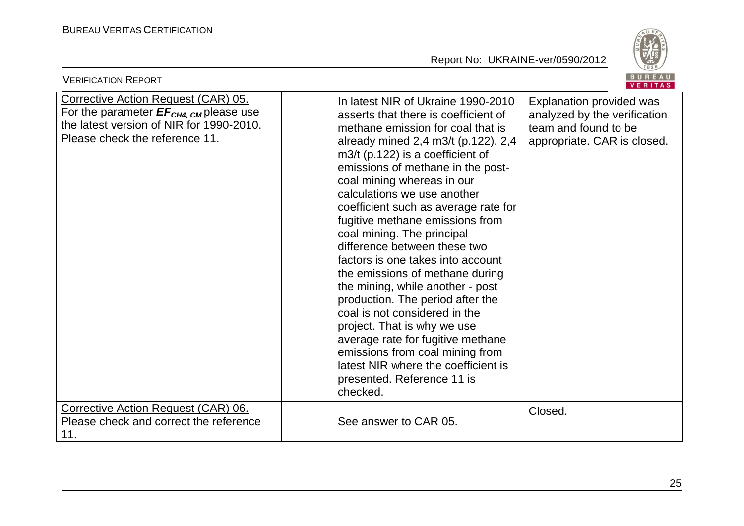| | | | |
|---|---|---|---|
| Corrective Action Request (CAR) 05. For the parameter $EF_{CH4, CM}$ please use the latest version of NIR for 1990-2010. Please check the reference 11. | | In latest NIR of Ukraine 1990-2010 asserts that there is coefficient of methane emission for coal that is already mined 2,4 m3/t (p.122). 2,4 m3/t (p.122) is a coefficient of emissions of methane in the post-coal mining whereas in our calculations we use another coefficient such as average rate for fugitive methane emissions from coal mining. The principal difference between these two factors is one takes into account the emissions of methane during the mining, while another - post production. The period after the coal is not considered in the project. That is why we use average rate for fugitive methane emissions from coal mining from latest NIR where the coefficient is presented. Reference 11 is checked. | Explanation provided was analyzed by the verification team and found to be appropriate. CAR is closed. |
| Corrective Action Request (CAR) 06. Please check and correct the reference 11. | | See answer to CAR 05. | Closed. |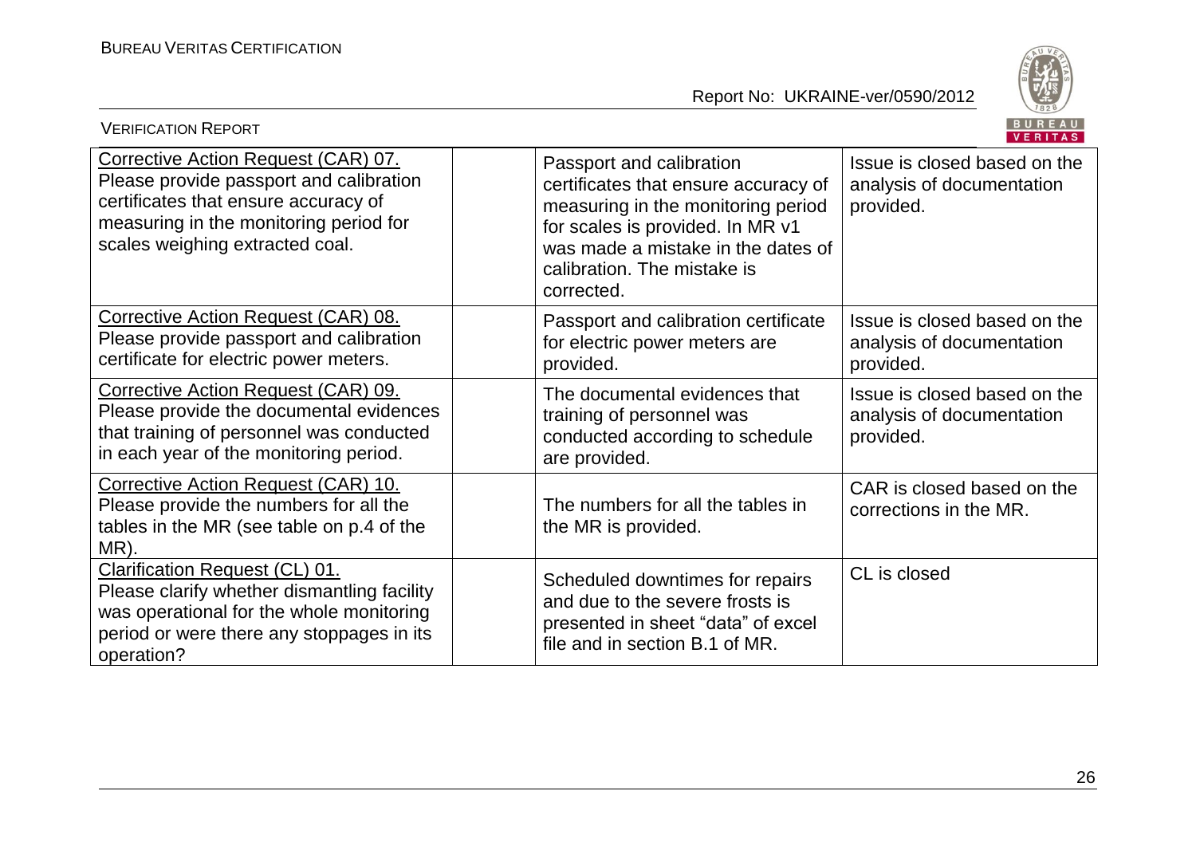| | | | |
|---|---|---|---|
| Corrective Action Request (CAR) 07. Please provide passport and calibration certificates that ensure accuracy of measuring in the monitoring period for scales weighing extracted coal. | | Passport and calibration certificates that ensure accuracy of measuring in the monitoring period for scales is provided. In MR v1 was made a mistake in the dates of calibration. The mistake is corrected. | Issue is closed based on the analysis of documentation provided. |
| Corrective Action Request (CAR) 08. Please provide passport and calibration certificate for electric power meters. | | Passport and calibration certificate for electric power meters are provided. | Issue is closed based on the analysis of documentation provided. |
| Corrective Action Request (CAR) 09. Please provide the documental evidences that training of personnel was conducted in each year of the monitoring period. | | The documental evidences that training of personnel was conducted according to schedule are provided. | Issue is closed based on the analysis of documentation provided. |
| Corrective Action Request (CAR) 10. Please provide the numbers for all the tables in the MR (see table on p.4 of the MR). | | The numbers for all the tables in the MR is provided. | CAR is closed based on the corrections in the MR. |
| Clarification Request (CL) 01. Please clarify whether dismantling facility was operational for the whole monitoring period or were there any stoppages in its operation? | | Scheduled downtimes for repairs and due to the severe frosts is presented in sheet "data" of excel file and in section B.1 of MR. | CL is closed |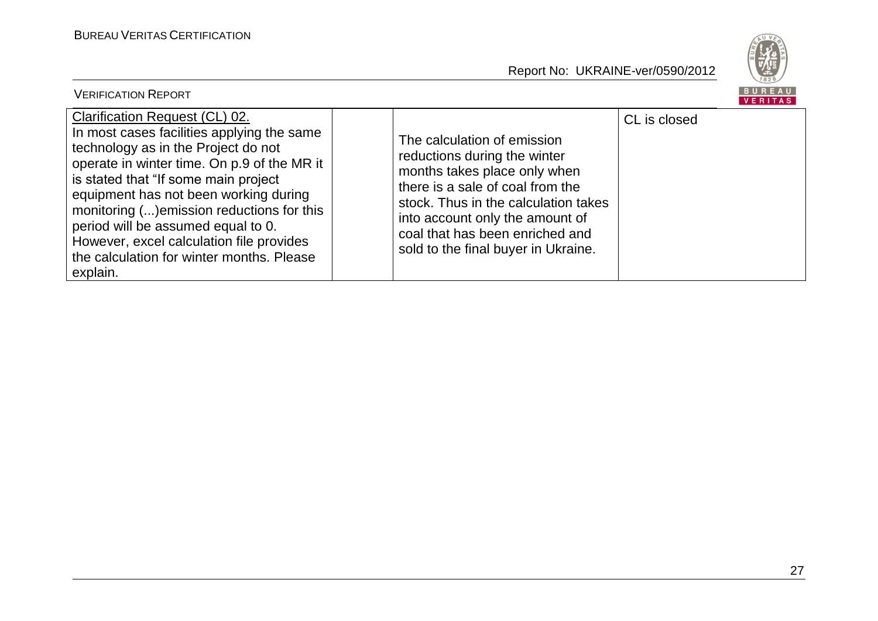| | | | |
|---|---|---|---|
| Clarification Request (CL) 02.<br>In most cases facilities applying the same technology as in the Project do not operate in winter time. On p.9 of the MR it is stated that "If some main project equipment has not been working during monitoring (...)emission reductions for this period will be assumed equal to 0. However, excel calculation file provides the calculation for winter months. Please explain. | | The calculation of emission reductions during the winter months takes place only when there is a sale of coal from the stock. Thus in the calculation takes into account only the amount of coal that has been enriched and sold to the final buyer in Ukraine. | CL is closed |